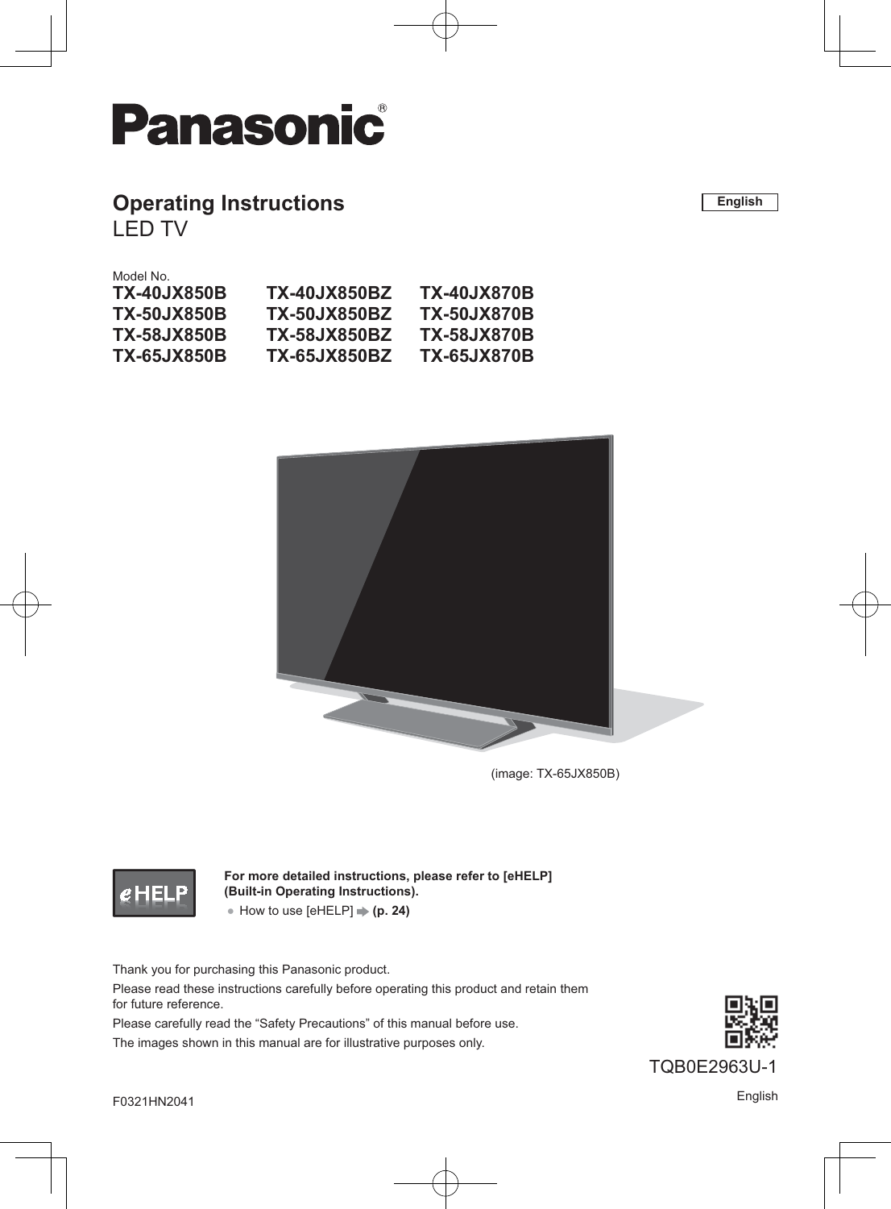# Panasonic®

## Operating Instructions
LED TV

English

Model No.

| | | |
|---|---|---|
| **TX-40JX850B** | **TX-40JX850BZ** | **TX-40JX870B** |
| **TX-50JX850B** | **TX-50JX850BZ** | **TX-50JX870B** |
| **TX-58JX850B** | **TX-58JX850BZ** | **TX-58JX870B** |
| **TX-65JX850B** | **TX-65JX850BZ** | **TX-65JX870B** |

(image: TX-65JX850B)

eHELP

**For more detailed instructions, please refer to [eHELP] (Built-in Operating Instructions).**

- How to use [eHELP] ➡ **(p. 24)**

Thank you for purchasing this Panasonic product.

Please read these instructions carefully before operating this product and retain them for future reference.

Please carefully read the "Safety Precautions" of this manual before use.

The images shown in this manual are for illustrative purposes only.

TQB0E2963U-1

F0321HN2041

English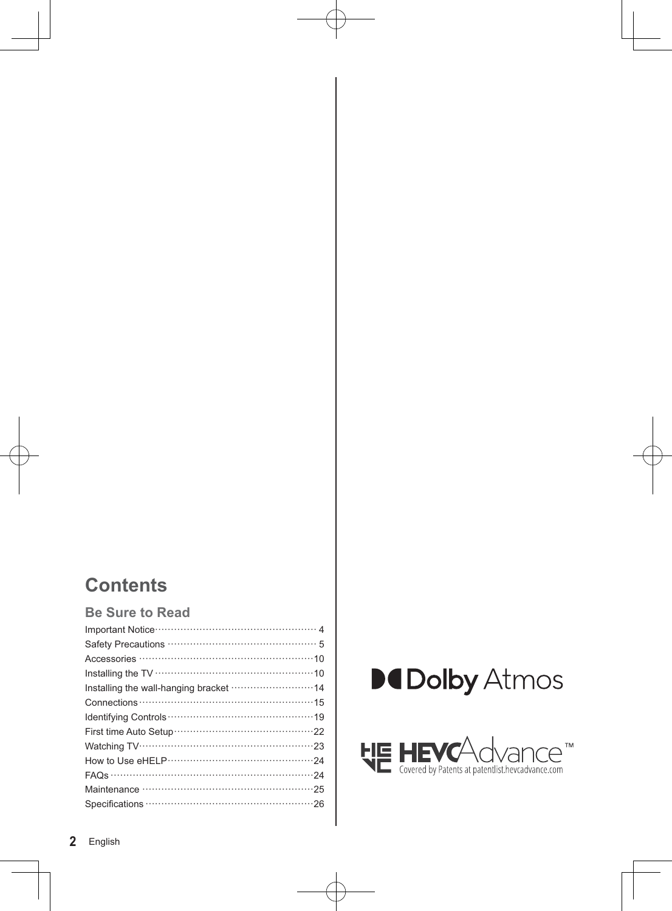# Contents

## Be Sure to Read

| | |
|---|---|
| Important Notice | 4 |
| Safety Precautions | 5 |
| Accessories | 10 |
| Installing the TV | 10 |
| Installing the wall-hanging bracket | 14 |
| Connections | 15 |
| Identifying Controls | 19 |
| First time Auto Setup | 22 |
| Watching TV | 23 |
| How to Use eHELP | 24 |
| FAQs | 24 |
| Maintenance | 25 |
| Specifications | 26 |

Dolby Atmos

HEVCAdvance™
Covered by Patents at patentlist.hevcadvance.com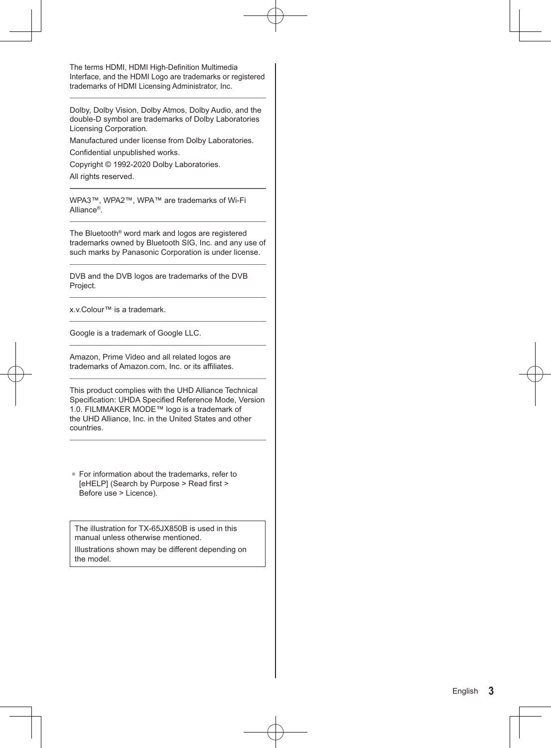The terms HDMI, HDMI High-Definition Multimedia Interface, and the HDMI Logo are trademarks or registered trademarks of HDMI Licensing Administrator, Inc.

---

Dolby, Dolby Vision, Dolby Atmos, Dolby Audio, and the double-D symbol are trademarks of Dolby Laboratories Licensing Corporation.

Manufactured under license from Dolby Laboratories.

Confidential unpublished works.

Copyright © 1992-2020 Dolby Laboratories.

All rights reserved.

---

WPA3™, WPA2™, WPA™ are trademarks of Wi-Fi Alliance®.

---

The Bluetooth® word mark and logos are registered trademarks owned by Bluetooth SIG, Inc. and any use of such marks by Panasonic Corporation is under license.

---

DVB and the DVB logos are trademarks of the DVB Project.

---

x.v.Colour™ is a trademark.

---

Google is a trademark of Google LLC.

---

Amazon, Prime Video and all related logos are trademarks of Amazon.com, Inc. or its affiliates.

---

This product complies with the UHD Alliance Technical Specification: UHDA Specified Reference Mode, Version 1.0. FILMMAKER MODE™ logo is a trademark of the UHD Alliance, Inc. in the United States and other countries.

---

- For information about the trademarks, refer to [eHELP] (Search by Purpose > Read first > Before use > Licence).

> The illustration for TX-65JX850B is used in this manual unless otherwise mentioned.
>
> Illustrations shown may be different depending on the model.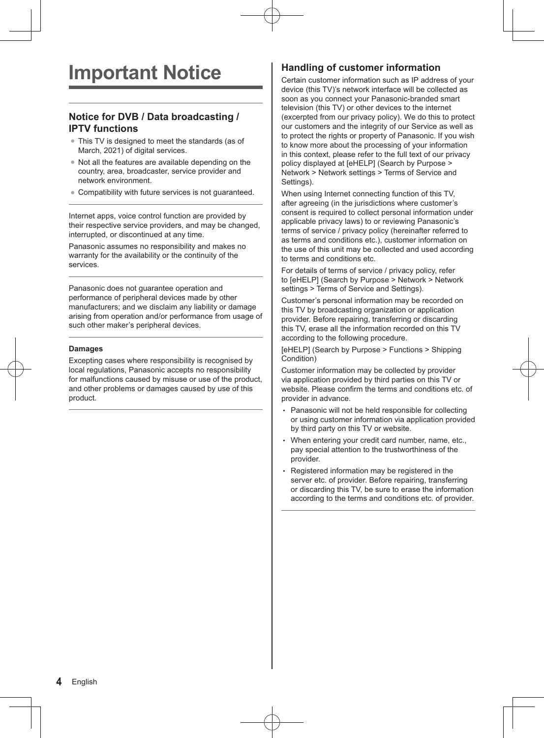# Important Notice

## Notice for DVB / Data broadcasting / IPTV functions

- This TV is designed to meet the standards (as of March, 2021) of digital services.
- Not all the features are available depending on the country, area, broadcaster, service provider and network environment.
- Compatibility with future services is not guaranteed.

Internet apps, voice control function are provided by their respective service providers, and may be changed, interrupted, or discontinued at any time.

Panasonic assumes no responsibility and makes no warranty for the availability or the continuity of the services.

Panasonic does not guarantee operation and performance of peripheral devices made by other manufacturers; and we disclaim any liability or damage arising from operation and/or performance from usage of such other maker's peripheral devices.

**Damages**

Excepting cases where responsibility is recognised by local regulations, Panasonic accepts no responsibility for malfunctions caused by misuse or use of the product, and other problems or damages caused by use of this product.

## Handling of customer information

Certain customer information such as IP address of your device (this TV)'s network interface will be collected as soon as you connect your Panasonic-branded smart television (this TV) or other devices to the internet (excerpted from our privacy policy). We do this to protect our customers and the integrity of our Service as well as to protect the rights or property of Panasonic. If you wish to know more about the processing of your information in this context, please refer to the full text of our privacy policy displayed at [eHELP] (Search by Purpose > Network > Network settings > Terms of Service and Settings).

When using Internet connecting function of this TV, after agreeing (in the jurisdictions where customer's consent is required to collect personal information under applicable privacy laws) to or reviewing Panasonic's terms of service / privacy policy (hereinafter referred to as terms and conditions etc.), customer information on the use of this unit may be collected and used according to terms and conditions etc.

For details of terms of service / privacy policy, refer to [eHELP] (Search by Purpose > Network > Network settings > Terms of Service and Settings).

Customer's personal information may be recorded on this TV by broadcasting organization or application provider. Before repairing, transferring or discarding this TV, erase all the information recorded on this TV according to the following procedure.

[eHELP] (Search by Purpose > Functions > Shipping Condition)

Customer information may be collected by provider via application provided by third parties on this TV or website. Please confirm the terms and conditions etc. of provider in advance.

- Panasonic will not be held responsible for collecting or using customer information via application provided by third party on this TV or website.
- When entering your credit card number, name, etc., pay special attention to the trustworthiness of the provider.
- Registered information may be registered in the server etc. of provider. Before repairing, transferring or discarding this TV, be sure to erase the information according to the terms and conditions etc. of provider.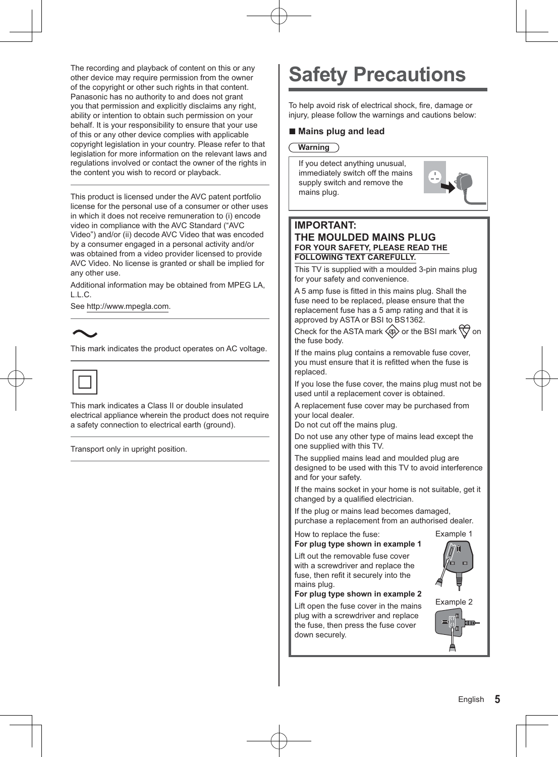The recording and playback of content on this or any other device may require permission from the owner of the copyright or other such rights in that content. Panasonic has no authority to and does not grant you that permission and explicitly disclaims any right, ability or intention to obtain such permission on your behalf. It is your responsibility to ensure that your use of this or any other device complies with applicable copyright legislation in your country. Please refer to that legislation for more information on the relevant laws and regulations involved or contact the owner of the rights in the content you wish to record or playback.

---

This product is licensed under the AVC patent portfolio license for the personal use of a consumer or other uses in which it does not receive remuneration to (i) encode video in compliance with the AVC Standard ("AVC Video") and/or (ii) decode AVC Video that was encoded by a consumer engaged in a personal activity and/or was obtained from a video provider licensed to provide AVC Video. No license is granted or shall be implied for any other use.

Additional information may be obtained from MPEG LA, L.L.C.

See http://www.mpegla.com.

---

~

This mark indicates the product operates on AC voltage.

---

□

This mark indicates a Class II or double insulated electrical appliance wherein the product does not require a safety connection to electrical earth (ground).

---

Transport only in upright position.

---

# Safety Precautions

To help avoid risk of electrical shock, fire, damage or injury, please follow the warnings and cautions below:

## ■ Mains plug and lead

**Warning**

If you detect anything unusual, immediately switch off the mains supply switch and remove the mains plug.

### IMPORTANT:
### THE MOULDED MAINS PLUG

**FOR YOUR SAFETY, PLEASE READ THE FOLLOWING TEXT CAREFULLY.**

This TV is supplied with a moulded 3-pin mains plug for your safety and convenience.

A 5 amp fuse is fitted in this mains plug. Shall the fuse need to be replaced, please ensure that the replacement fuse has a 5 amp rating and that it is approved by ASTA or BSI to BS1362.

Check for the ASTA mark or the BSI mark on the fuse body.

If the mains plug contains a removable fuse cover, you must ensure that it is refitted when the fuse is replaced.

If you lose the fuse cover, the mains plug must not be used until a replacement cover is obtained.

A replacement fuse cover may be purchased from your local dealer.
Do not cut off the mains plug.

Do not use any other type of mains lead except the one supplied with this TV.

The supplied mains lead and moulded plug are designed to be used with this TV to avoid interference and for your safety.

If the mains socket in your home is not suitable, get it changed by a qualified electrician.

If the plug or mains lead becomes damaged, purchase a replacement from an authorised dealer.

How to replace the fuse:

**For plug type shown in example 1**

Lift out the removable fuse cover with a screwdriver and replace the fuse, then refit it securely into the mains plug.

**For plug type shown in example 2**

Lift open the fuse cover in the mains plug with a screwdriver and replace the fuse, then press the fuse cover down securely.

Example 1

Example 2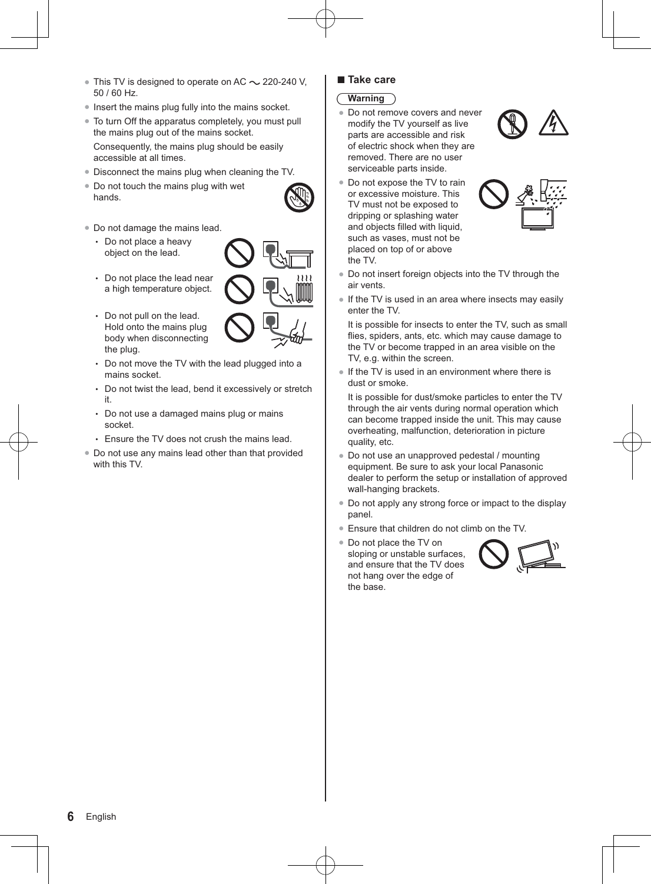- This TV is designed to operate on AC ～ 220-240 V, 50 / 60 Hz.
- Insert the mains plug fully into the mains socket.
- To turn Off the apparatus completely, you must pull the mains plug out of the mains socket.

  Consequently, the mains plug should be easily accessible at all times.
- Disconnect the mains plug when cleaning the TV.
- Do not touch the mains plug with wet hands.
- Do not damage the mains lead.
  - Do not place a heavy object on the lead.
  - Do not place the lead near a high temperature object.
  - Do not pull on the lead. Hold onto the mains plug body when disconnecting the plug.
  - Do not move the TV with the lead plugged into a mains socket.
  - Do not twist the lead, bend it excessively or stretch it.
  - Do not use a damaged mains plug or mains socket.
  - Ensure the TV does not crush the mains lead.
- Do not use any mains lead other than that provided with this TV.

## ■ Take care

**Warning**

- Do not remove covers and never modify the TV yourself as live parts are accessible and risk of electric shock when they are removed. There are no user serviceable parts inside.
- Do not expose the TV to rain or excessive moisture. This TV must not be exposed to dripping or splashing water and objects filled with liquid, such as vases, must not be placed on top of or above the TV.
- Do not insert foreign objects into the TV through the air vents.
- If the TV is used in an area where insects may easily enter the TV.

  It is possible for insects to enter the TV, such as small flies, spiders, ants, etc. which may cause damage to the TV or become trapped in an area visible on the TV, e.g. within the screen.
- If the TV is used in an environment where there is dust or smoke.

  It is possible for dust/smoke particles to enter the TV through the air vents during normal operation which can become trapped inside the unit. This may cause overheating, malfunction, deterioration in picture quality, etc.
- Do not use an unapproved pedestal / mounting equipment. Be sure to ask your local Panasonic dealer to perform the setup or installation of approved wall-hanging brackets.
- Do not apply any strong force or impact to the display panel.
- Ensure that children do not climb on the TV.
- Do not place the TV on sloping or unstable surfaces, and ensure that the TV does not hang over the edge of the base.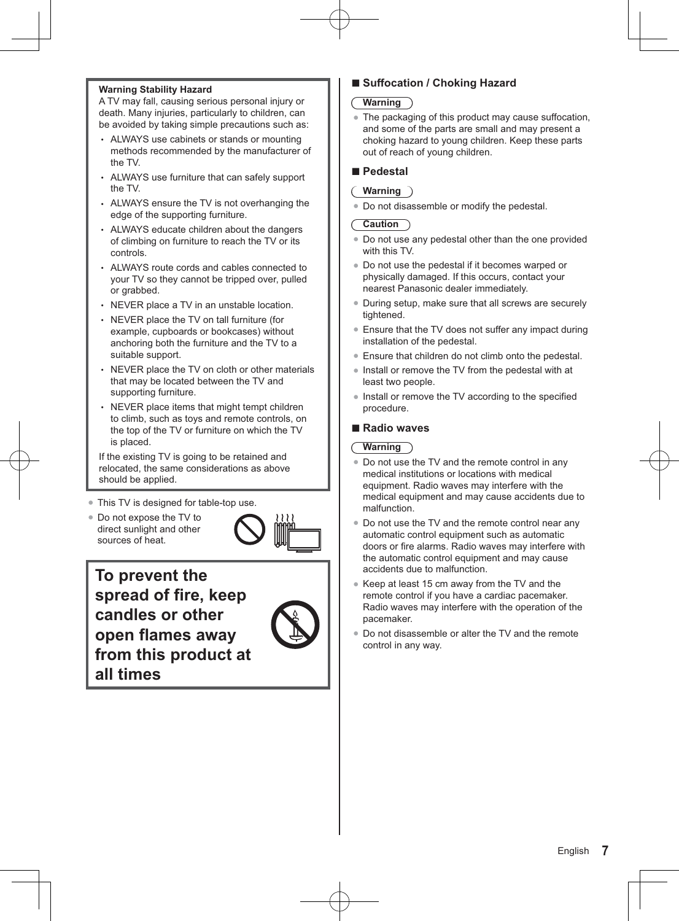**Warning Stability Hazard**

A TV may fall, causing serious personal injury or death. Many injuries, particularly to children, can be avoided by taking simple precautions such as:

- ALWAYS use cabinets or stands or mounting methods recommended by the manufacturer of the TV.
- ALWAYS use furniture that can safely support the TV.
- ALWAYS ensure the TV is not overhanging the edge of the supporting furniture.
- ALWAYS educate children about the dangers of climbing on furniture to reach the TV or its controls.
- ALWAYS route cords and cables connected to your TV so they cannot be tripped over, pulled or grabbed.
- NEVER place a TV in an unstable location.
- NEVER place the TV on tall furniture (for example, cupboards or bookcases) without anchoring both the furniture and the TV to a suitable support.
- NEVER place the TV on cloth or other materials that may be located between the TV and supporting furniture.
- NEVER place items that might tempt children to climb, such as toys and remote controls, on the top of the TV or furniture on which the TV is placed.

If the existing TV is going to be retained and relocated, the same considerations as above should be applied.

- This TV is designed for table-top use.
- Do not expose the TV to direct sunlight and other sources of heat.

**To prevent the spread of fire, keep candles or other open flames away from this product at all times**

## ■ Suffocation / Choking Hazard

**Warning**

- The packaging of this product may cause suffocation, and some of the parts are small and may present a choking hazard to young children. Keep these parts out of reach of young children.

## ■ Pedestal

**Warning**

- Do not disassemble or modify the pedestal.

**Caution**

- Do not use any pedestal other than the one provided with this TV.
- Do not use the pedestal if it becomes warped or physically damaged. If this occurs, contact your nearest Panasonic dealer immediately.
- During setup, make sure that all screws are securely tightened.
- Ensure that the TV does not suffer any impact during installation of the pedestal.
- Ensure that children do not climb onto the pedestal.
- Install or remove the TV from the pedestal with at least two people.
- Install or remove the TV according to the specified procedure.

## ■ Radio waves

**Warning**

- Do not use the TV and the remote control in any medical institutions or locations with medical equipment. Radio waves may interfere with the medical equipment and may cause accidents due to malfunction.
- Do not use the TV and the remote control near any automatic control equipment such as automatic doors or fire alarms. Radio waves may interfere with the automatic control equipment and may cause accidents due to malfunction.
- Keep at least 15 cm away from the TV and the remote control if you have a cardiac pacemaker. Radio waves may interfere with the operation of the pacemaker.
- Do not disassemble or alter the TV and the remote control in any way.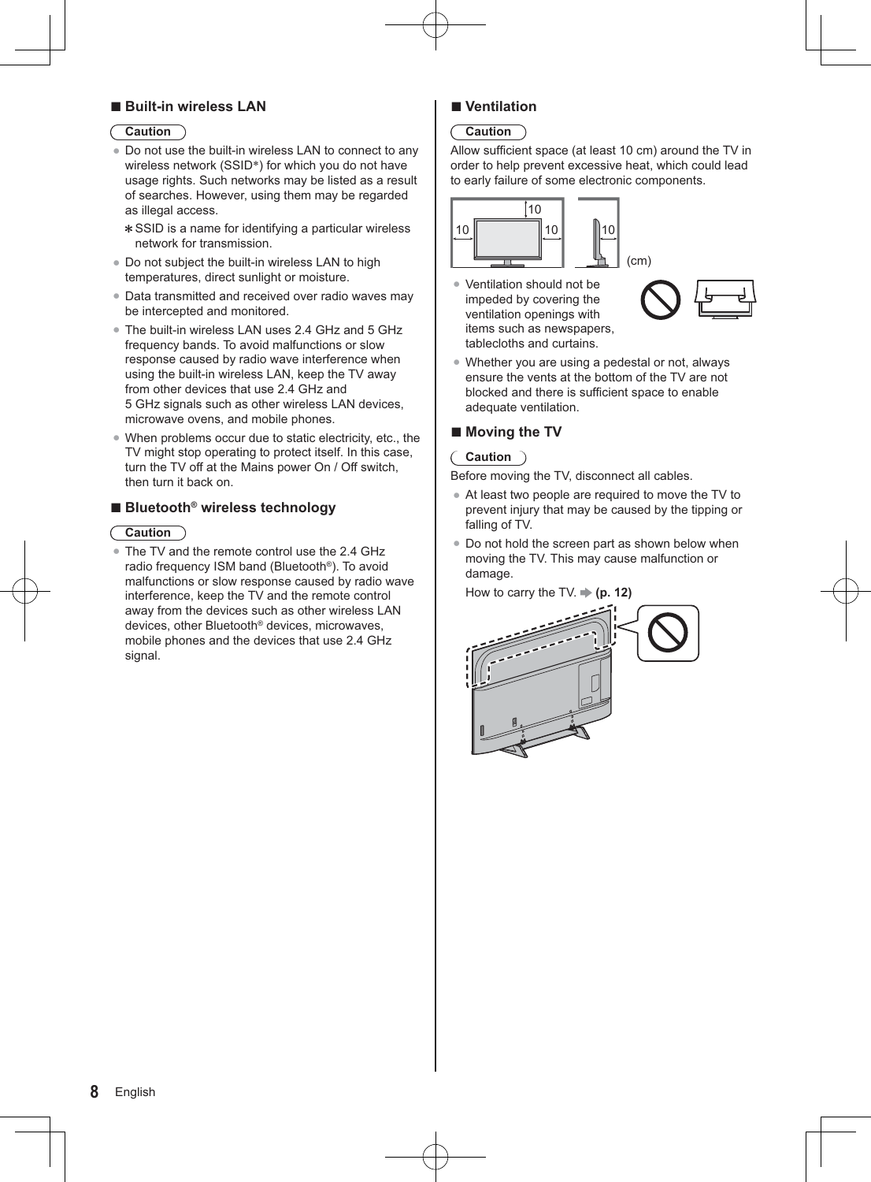## ■ Built-in wireless LAN

Caution

- Do not use the built-in wireless LAN to connect to any wireless network (SSID*) for which you do not have usage rights. Such networks may be listed as a result of searches. However, using them may be regarded as illegal access.

  * SSID is a name for identifying a particular wireless network for transmission.
- Do not subject the built-in wireless LAN to high temperatures, direct sunlight or moisture.
- Data transmitted and received over radio waves may be intercepted and monitored.
- The built-in wireless LAN uses 2.4 GHz and 5 GHz frequency bands. To avoid malfunctions or slow response caused by radio wave interference when using the built-in wireless LAN, keep the TV away from other devices that use 2.4 GHz and 5 GHz signals such as other wireless LAN devices, microwave ovens, and mobile phones.
- When problems occur due to static electricity, etc., the TV might stop operating to protect itself. In this case, turn the TV off at the Mains power On / Off switch, then turn it back on.

## ■ Bluetooth® wireless technology

Caution

- The TV and the remote control use the 2.4 GHz radio frequency ISM band (Bluetooth®). To avoid malfunctions or slow response caused by radio wave interference, keep the TV and the remote control away from the devices such as other wireless LAN devices, other Bluetooth® devices, microwaves, mobile phones and the devices that use 2.4 GHz signal.

## ■ Ventilation

Caution

Allow sufficient space (at least 10 cm) around the TV in order to help prevent excessive heat, which could lead to early failure of some electronic components.

10 10 10 10 (cm)

- Ventilation should not be impeded by covering the ventilation openings with items such as newspapers, tablecloths and curtains.
- Whether you are using a pedestal or not, always ensure the vents at the bottom of the TV are not blocked and there is sufficient space to enable adequate ventilation.

## ■ Moving the TV

Caution

Before moving the TV, disconnect all cables.

- At least two people are required to move the TV to prevent injury that may be caused by the tipping or falling of TV.
- Do not hold the screen part as shown below when moving the TV. This may cause malfunction or damage.

  How to carry the TV. ➡ **(p. 12)**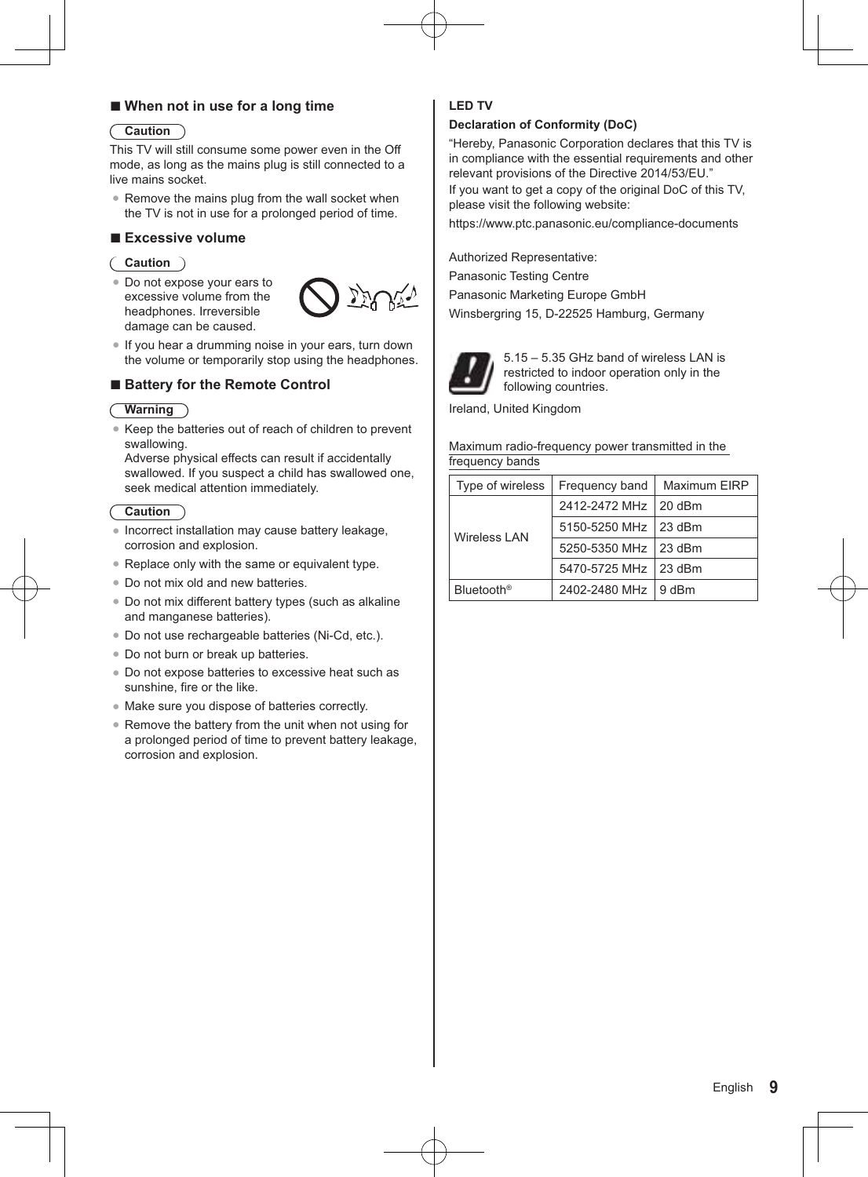## ■ When not in use for a long time

**Caution**

This TV will still consume some power even in the Off mode, as long as the mains plug is still connected to a live mains socket.

- Remove the mains plug from the wall socket when the TV is not in use for a prolonged period of time.

## ■ Excessive volume

**Caution**

- Do not expose your ears to excessive volume from the headphones. Irreversible damage can be caused.
- If you hear a drumming noise in your ears, turn down the volume or temporarily stop using the headphones.

## ■ Battery for the Remote Control

**Warning**

- Keep the batteries out of reach of children to prevent swallowing.
  Adverse physical effects can result if accidentally swallowed. If you suspect a child has swallowed one, seek medical attention immediately.

**Caution**

- Incorrect installation may cause battery leakage, corrosion and explosion.
- Replace only with the same or equivalent type.
- Do not mix old and new batteries.
- Do not mix different battery types (such as alkaline and manganese batteries).
- Do not use rechargeable batteries (Ni-Cd, etc.).
- Do not burn or break up batteries.
- Do not expose batteries to excessive heat such as sunshine, fire or the like.
- Make sure you dispose of batteries correctly.
- Remove the battery from the unit when not using for a prolonged period of time to prevent battery leakage, corrosion and explosion.

**LED TV**

**Declaration of Conformity (DoC)**

"Hereby, Panasonic Corporation declares that this TV is in compliance with the essential requirements and other relevant provisions of the Directive 2014/53/EU."
If you want to get a copy of the original DoC of this TV, please visit the following website:

https://www.ptc.panasonic.eu/compliance-documents

Authorized Representative:

Panasonic Testing Centre

Panasonic Marketing Europe GmbH

Winsbergring 15, D-22525 Hamburg, Germany

5.15 – 5.35 GHz band of wireless LAN is restricted to indoor operation only in the following countries.

Ireland, United Kingdom

Maximum radio-frequency power transmitted in the frequency bands

| Type of wireless | Frequency band | Maximum EIRP |
|---|---|---|
| Wireless LAN | 2412-2472 MHz | 20 dBm |
| | 5150-5250 MHz | 23 dBm |
| | 5250-5350 MHz | 23 dBm |
| | 5470-5725 MHz | 23 dBm |
| Bluetooth® | 2402-2480 MHz | 9 dBm |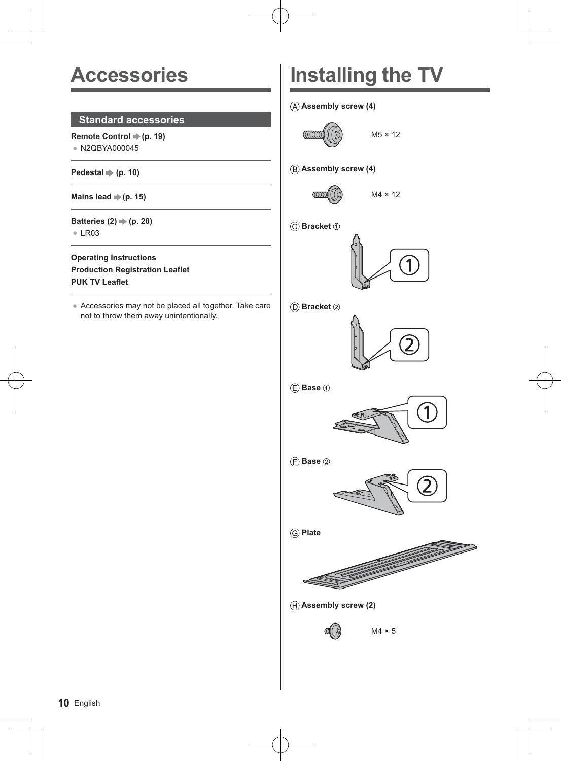# Accessories

## Standard accessories

**Remote Control** ➡ **(p. 19)**

- N2QBYA000045

**Pedestal** ➡ **(p. 10)**

**Mains lead** ➡ **(p. 15)**

**Batteries (2)** ➡ **(p. 20)**

- LR03

**Operating Instructions**
**Production Registration Leaflet**
**PUK TV Leaflet**

- Accessories may not be placed all together. Take care not to throw them away unintentionally.

# Installing the TV

Ⓐ **Assembly screw (4)**

M5 × 12

Ⓑ **Assembly screw (4)**

M4 × 12

Ⓒ **Bracket ①**

Ⓓ **Bracket ②**

Ⓔ **Base ①**

Ⓕ **Base ②**

Ⓖ **Plate**

Ⓗ **Assembly screw (2)**

M4 × 5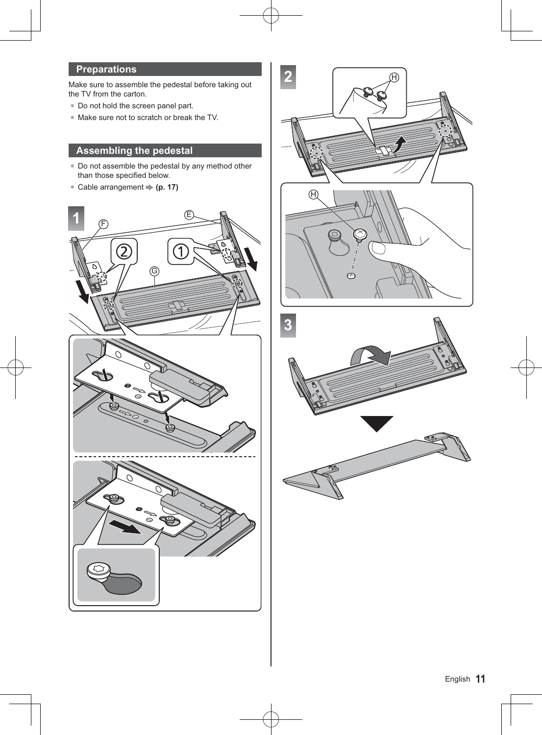## Preparations

Make sure to assemble the pedestal before taking out the TV from the carton.

- Do not hold the screen panel part.
- Make sure not to scratch or break the TV.

## Assembling the pedestal

- Do not assemble the pedestal by any method other than those specified below.
- Cable arrangement ➡ **(p. 17)**

**1**

**2**

**3**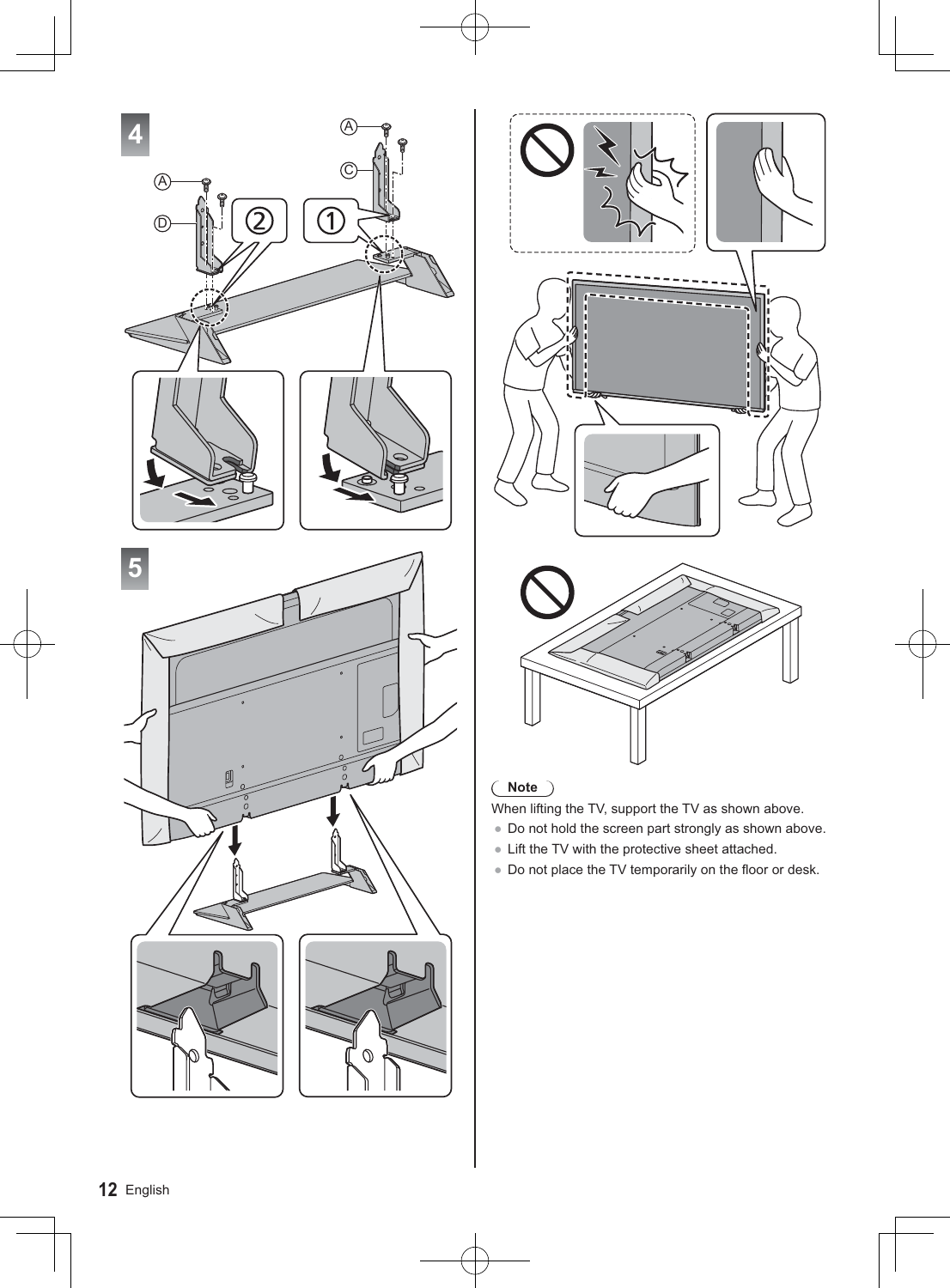4

5

**Note**

When lifting the TV, support the TV as shown above.

- Do not hold the screen part strongly as shown above.
- Lift the TV with the protective sheet attached.
- Do not place the TV temporarily on the floor or desk.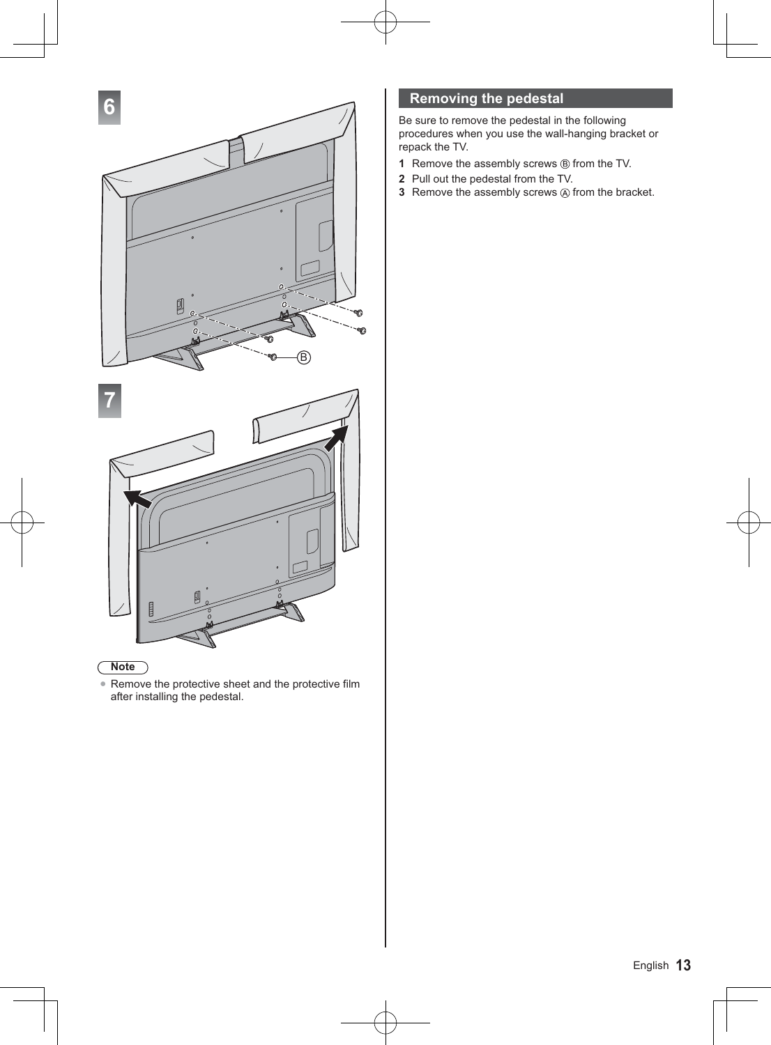6

7

Note

- Remove the protective sheet and the protective film after installing the pedestal.

## Removing the pedestal

Be sure to remove the pedestal in the following procedures when you use the wall-hanging bracket or repack the TV.

1. Remove the assembly screws Ⓑ from the TV.
2. Pull out the pedestal from the TV.
3. Remove the assembly screws Ⓐ from the bracket.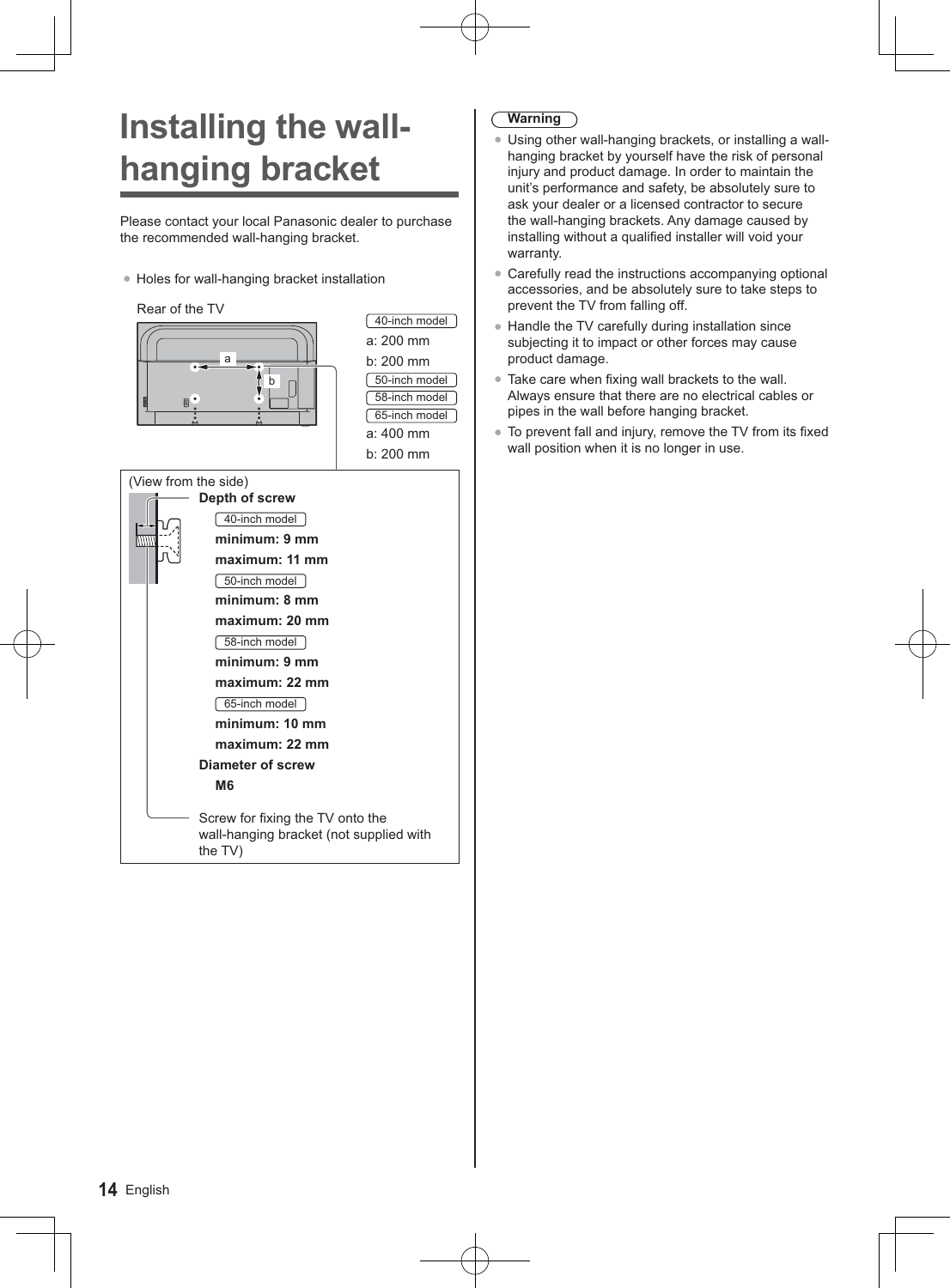# Installing the wall-hanging bracket

Please contact your local Panasonic dealer to purchase the recommended wall-hanging bracket.

- Holes for wall-hanging bracket installation

Rear of the TV

40-inch model

a: 200 mm

b: 200 mm

50-inch model

58-inch model

65-inch model

a: 400 mm

b: 200 mm

(View from the side)

**Depth of screw**

40-inch model

**minimum: 9 mm**

**maximum: 11 mm**

50-inch model

**minimum: 8 mm**

**maximum: 20 mm**

58-inch model

**minimum: 9 mm**

**maximum: 22 mm**

65-inch model

**minimum: 10 mm**

**maximum: 22 mm**

**Diameter of screw**

**M6**

Screw for fixing the TV onto the wall-hanging bracket (not supplied with the TV)

**Warning**

- Using other wall-hanging brackets, or installing a wall-hanging bracket by yourself have the risk of personal injury and product damage. In order to maintain the unit's performance and safety, be absolutely sure to ask your dealer or a licensed contractor to secure the wall-hanging brackets. Any damage caused by installing without a qualified installer will void your warranty.
- Carefully read the instructions accompanying optional accessories, and be absolutely sure to take steps to prevent the TV from falling off.
- Handle the TV carefully during installation since subjecting it to impact or other forces may cause product damage.
- Take care when fixing wall brackets to the wall. Always ensure that there are no electrical cables or pipes in the wall before hanging bracket.
- To prevent fall and injury, remove the TV from its fixed wall position when it is no longer in use.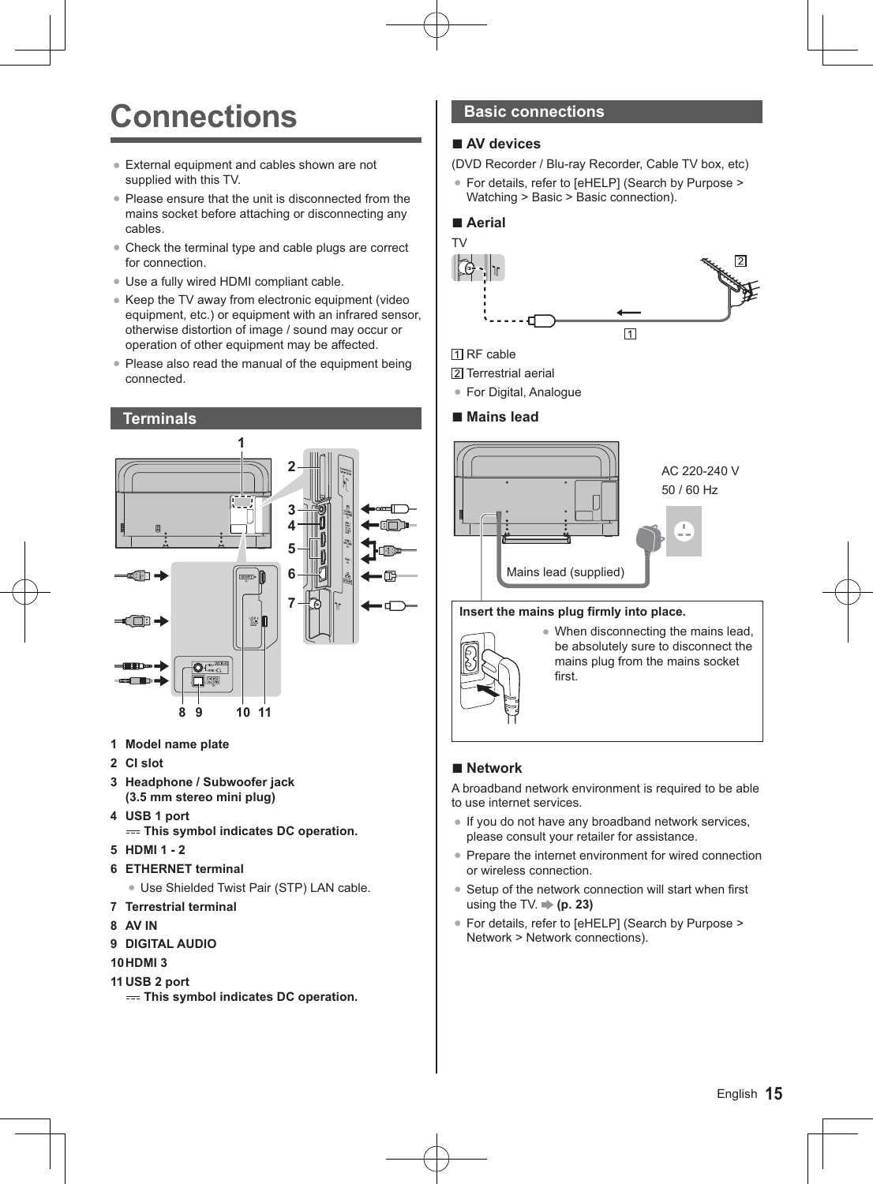# Connections

- External equipment and cables shown are not supplied with this TV.
- Please ensure that the unit is disconnected from the mains socket before attaching or disconnecting any cables.
- Check the terminal type and cable plugs are correct for connection.
- Use a fully wired HDMI compliant cable.
- Keep the TV away from electronic equipment (video equipment, etc.) or equipment with an infrared sensor, otherwise distortion of image / sound may occur or operation of other equipment may be affected.
- Please also read the manual of the equipment being connected.

## Terminals

1. **Model name plate**
2. **CI slot**
3. **Headphone / Subwoofer jack (3.5 mm stereo mini plug)**
4. **USB 1 port**
   **⎓ This symbol indicates DC operation.**
5. **HDMI 1 - 2**
6. **ETHERNET terminal**
   - Use Shielded Twist Pair (STP) LAN cable.
7. **Terrestrial terminal**
8. **AV IN**
9. **DIGITAL AUDIO**
10. **HDMI 3**
11. **USB 2 port**
    **⎓ This symbol indicates DC operation.**

## Basic connections

### ■ AV devices

(DVD Recorder / Blu-ray Recorder, Cable TV box, etc)

- For details, refer to [eHELP] (Search by Purpose > Watching > Basic > Basic connection).

### ■ Aerial

TV

1 RF cable

2 Terrestrial aerial

- For Digital, Analogue

### ■ Mains lead

AC 220-240 V
50 / 60 Hz

Mains lead (supplied)

**Insert the mains plug firmly into place.**

- When disconnecting the mains lead, be absolutely sure to disconnect the mains plug from the mains socket first.

### ■ Network

A broadband network environment is required to be able to use internet services.

- If you do not have any broadband network services, please consult your retailer for assistance.
- Prepare the internet environment for wired connection or wireless connection.
- Setup of the network connection will start when first using the TV. ➡ **(p. 23)**
- For details, refer to [eHELP] (Search by Purpose > Network > Network connections).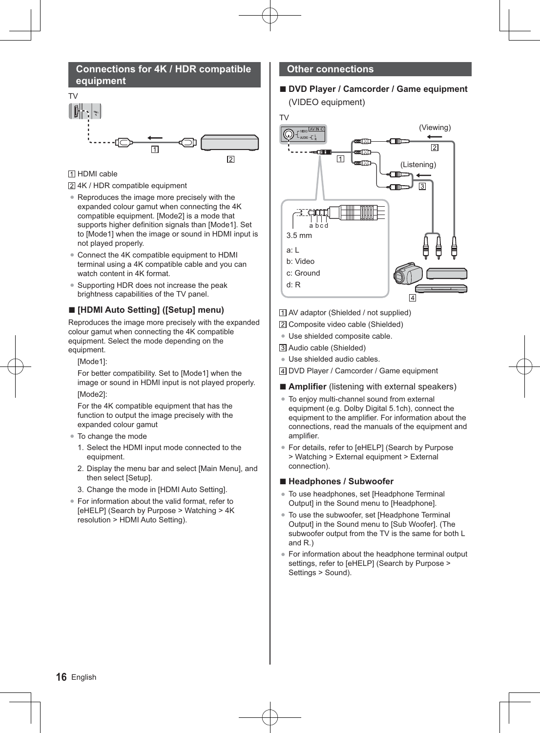## Connections for 4K / HDR compatible equipment

TV

1 HDMI cable

2 4K / HDR compatible equipment

- Reproduces the image more precisely with the expanded colour gamut when connecting the 4K compatible equipment. [Mode2] is a mode that supports higher definition signals than [Mode1]. Set to [Mode1] when the image or sound in HDMI input is not played properly.
- Connect the 4K compatible equipment to HDMI terminal using a 4K compatible cable and you can watch content in 4K format.
- Supporting HDR does not increase the peak brightness capabilities of the TV panel.

### ■ [HDMI Auto Setting] ([Setup] menu)

Reproduces the image more precisely with the expanded colour gamut when connecting the 4K compatible equipment. Select the mode depending on the equipment.

[Mode1]:

For better compatibility. Set to [Mode1] when the image or sound in HDMI input is not played properly.

[Mode2]:

For the 4K compatible equipment that has the function to output the image precisely with the expanded colour gamut

- To change the mode
  1. Select the HDMI input mode connected to the equipment.
  2. Display the menu bar and select [Main Menu], and then select [Setup].
  3. Change the mode in [HDMI Auto Setting].
- For information about the valid format, refer to [eHELP] (Search by Purpose > Watching > 4K resolution > HDMI Auto Setting).

## Other connections

### ■ DVD Player / Camcorder / Game equipment (VIDEO equipment)

TV

(Viewing)

(Listening)

3.5 mm

a: L

b: Video

c: Ground

d: R

1 AV adaptor (Shielded / not supplied)

2 Composite video cable (Shielded)

- Use shielded composite cable.

3 Audio cable (Shielded)

- Use shielded audio cables.

4 DVD Player / Camcorder / Game equipment

### ■ Amplifier (listening with external speakers)

- To enjoy multi-channel sound from external equipment (e.g. Dolby Digital 5.1ch), connect the equipment to the amplifier. For information about the connections, read the manuals of the equipment and amplifier.
- For details, refer to [eHELP] (Search by Purpose > Watching > External equipment > External connection).

### ■ Headphones / Subwoofer

- To use headphones, set [Headphone Terminal Output] in the Sound menu to [Headphone].
- To use the subwoofer, set [Headphone Terminal Output] in the Sound menu to [Sub Woofer]. (The subwoofer output from the TV is the same for both L and R.)
- For information about the headphone terminal output settings, refer to [eHELP] (Search by Purpose > Settings > Sound).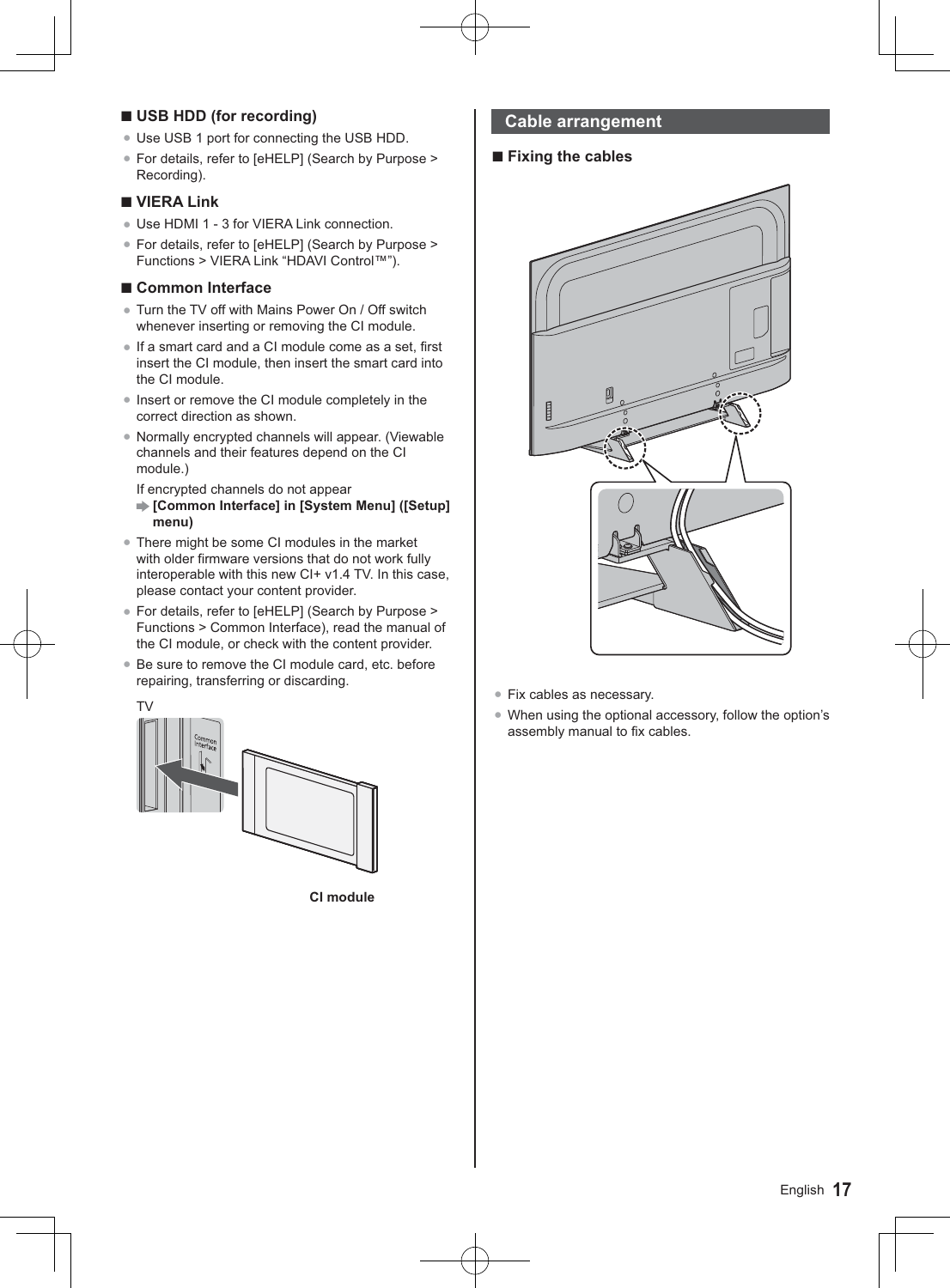### ■ USB HDD (for recording)

- Use USB 1 port for connecting the USB HDD.
- For details, refer to [eHELP] (Search by Purpose > Recording).

### ■ VIERA Link

- Use HDMI 1 - 3 for VIERA Link connection.
- For details, refer to [eHELP] (Search by Purpose > Functions > VIERA Link "HDAVI Control™").

### ■ Common Interface

- Turn the TV off with Mains Power On / Off switch whenever inserting or removing the CI module.
- If a smart card and a CI module come as a set, first insert the CI module, then insert the smart card into the CI module.
- Insert or remove the CI module completely in the correct direction as shown.
- Normally encrypted channels will appear. (Viewable channels and their features depend on the CI module.)

  If encrypted channels do not appear
  ➡ **[Common Interface] in [System Menu] ([Setup] menu)**
- There might be some CI modules in the market with older firmware versions that do not work fully interoperable with this new CI+ v1.4 TV. In this case, please contact your content provider.
- For details, refer to [eHELP] (Search by Purpose > Functions > Common Interface), read the manual of the CI module, or check with the content provider.
- Be sure to remove the CI module card, etc. before repairing, transferring or discarding.

TV

Common Interface

**CI module**

## Cable arrangement

### ■ Fixing the cables

- Fix cables as necessary.
- When using the optional accessory, follow the option's assembly manual to fix cables.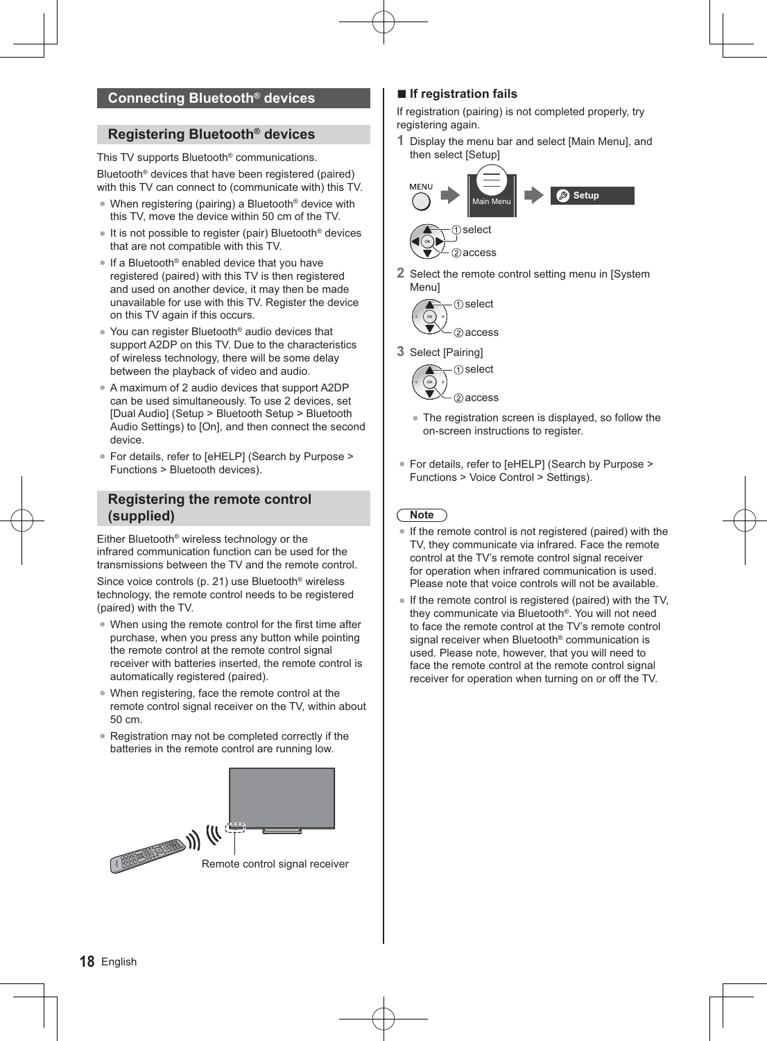# Connecting Bluetooth® devices

## Registering Bluetooth® devices

This TV supports Bluetooth® communications.

Bluetooth® devices that have been registered (paired) with this TV can connect to (communicate with) this TV.

- When registering (pairing) a Bluetooth® device with this TV, move the device within 50 cm of the TV.
- It is not possible to register (pair) Bluetooth® devices that are not compatible with this TV.
- If a Bluetooth® enabled device that you have registered (paired) with this TV is then registered and used on another device, it may then be made unavailable for use with this TV. Register the device on this TV again if this occurs.
- You can register Bluetooth® audio devices that support A2DP on this TV. Due to the characteristics of wireless technology, there will be some delay between the playback of video and audio.
- A maximum of 2 audio devices that support A2DP can be used simultaneously. To use 2 devices, set [Dual Audio] (Setup > Bluetooth Setup > Bluetooth Audio Settings) to [On], and then connect the second device.
- For details, refer to [eHELP] (Search by Purpose > Functions > Bluetooth devices).

## Registering the remote control (supplied)

Either Bluetooth® wireless technology or the infrared communication function can be used for the transmissions between the TV and the remote control.

Since voice controls (p. 21) use Bluetooth® wireless technology, the remote control needs to be registered (paired) with the TV.

- When using the remote control for the first time after purchase, when you press any button while pointing the remote control at the remote control signal receiver with batteries inserted, the remote control is automatically registered (paired).
- When registering, face the remote control at the remote control signal receiver on the TV, within about 50 cm.
- Registration may not be completed correctly if the batteries in the remote control are running low.

Remote control signal receiver

### ■ If registration fails

If registration (pairing) is not completed properly, try registering again.

1. Display the menu bar and select [Main Menu], and then select [Setup]

   MENU → Main Menu → Setup

   ① select
   ② access

2. Select the remote control setting menu in [System Menu]

   ① select
   ② access

3. Select [Pairing]

   ① select
   ② access

   - The registration screen is displayed, so follow the on-screen instructions to register.

- For details, refer to [eHELP] (Search by Purpose > Functions > Voice Control > Settings).

**Note**

- If the remote control is not registered (paired) with the TV, they communicate via infrared. Face the remote control at the TV's remote control signal receiver for operation when infrared communication is used. Please note that voice controls will not be available.
- If the remote control is registered (paired) with the TV, they communicate via Bluetooth®. You will not need to face the remote control at the TV's remote control signal receiver when Bluetooth® communication is used. Please note, however, that you will need to face the remote control at the remote control signal receiver for operation when turning on or off the TV.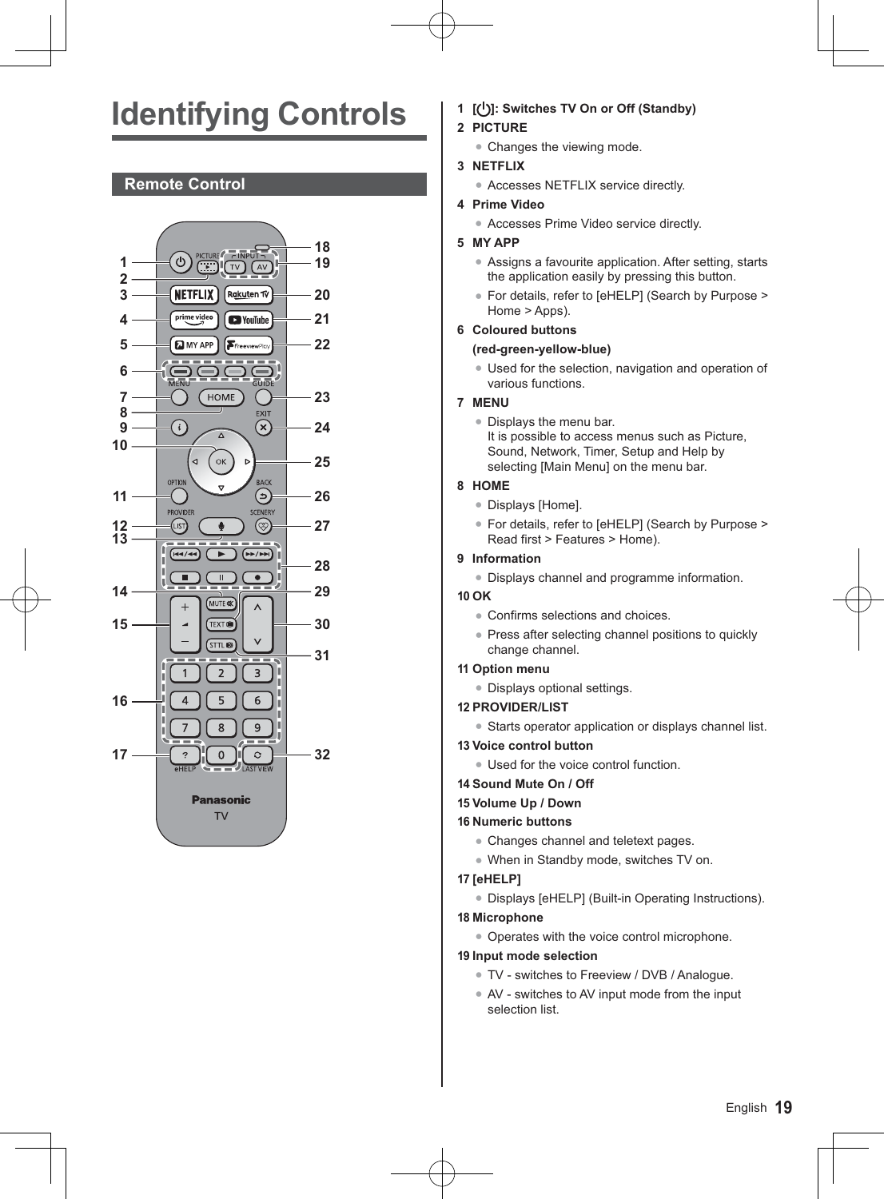# Identifying Controls

## Remote Control

1 **[⏻]: Switches TV On or Off (Standby)**

2 **PICTURE**

- Changes the viewing mode.

3 **NETFLIX**

- Accesses NETFLIX service directly.

4 **Prime Video**

- Accesses Prime Video service directly.

5 **MY APP**

- Assigns a favourite application. After setting, starts the application easily by pressing this button.
- For details, refer to [eHELP] (Search by Purpose > Home > Apps).

6 **Coloured buttons (red-green-yellow-blue)**

- Used for the selection, navigation and operation of various functions.

7 **MENU**

- Displays the menu bar. It is possible to access menus such as Picture, Sound, Network, Timer, Setup and Help by selecting [Main Menu] on the menu bar.

8 **HOME**

- Displays [Home].
- For details, refer to [eHELP] (Search by Purpose > Read first > Features > Home).

9 **Information**

- Displays channel and programme information.

10 **OK**

- Confirms selections and choices.
- Press after selecting channel positions to quickly change channel.

11 **Option menu**

- Displays optional settings.

12 **PROVIDER/LIST**

- Starts operator application or displays channel list.

13 **Voice control button**

- Used for the voice control function.

14 **Sound Mute On / Off**

15 **Volume Up / Down**

16 **Numeric buttons**

- Changes channel and teletext pages.
- When in Standby mode, switches TV on.

17 **[eHELP]**

- Displays [eHELP] (Built-in Operating Instructions).

18 **Microphone**

- Operates with the voice control microphone.

19 **Input mode selection**

- TV - switches to Freeview / DVB / Analogue.
- AV - switches to AV input mode from the input selection list.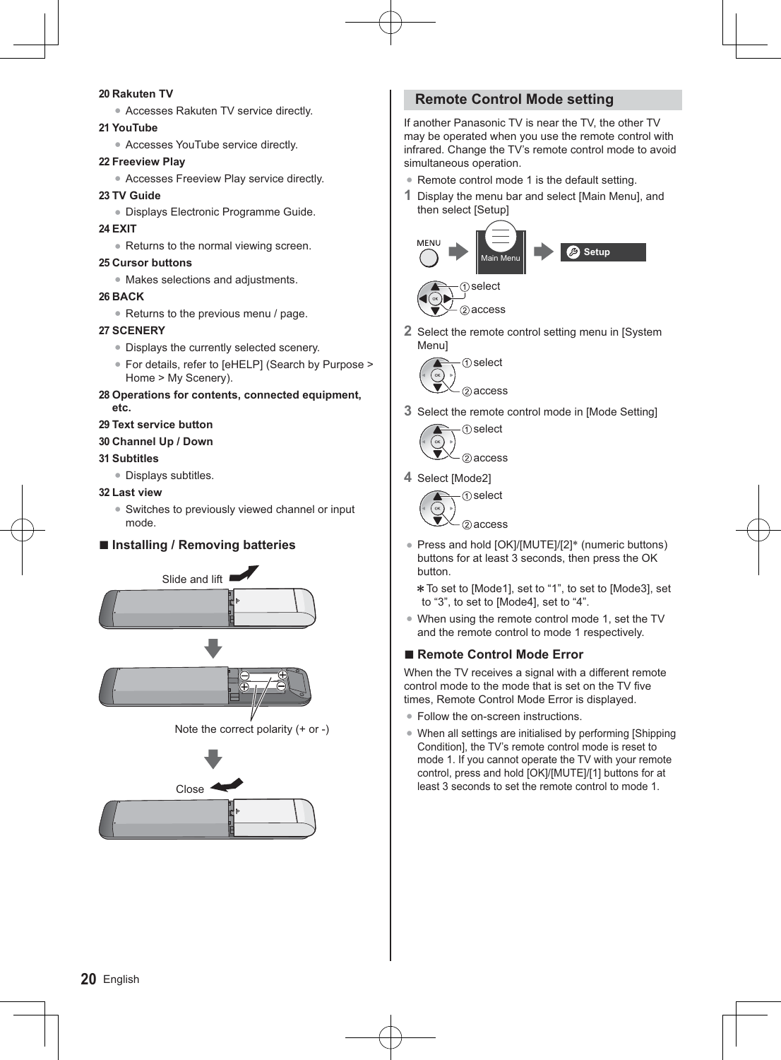**20 Rakuten TV**

- Accesses Rakuten TV service directly.

**21 YouTube**

- Accesses YouTube service directly.

**22 Freeview Play**

- Accesses Freeview Play service directly.

**23 TV Guide**

- Displays Electronic Programme Guide.

**24 EXIT**

- Returns to the normal viewing screen.

**25 Cursor buttons**

- Makes selections and adjustments.

**26 BACK**

- Returns to the previous menu / page.

**27 SCENERY**

- Displays the currently selected scenery.
- For details, refer to [eHELP] (Search by Purpose > Home > My Scenery).

**28 Operations for contents, connected equipment, etc.**

**29 Text service button**

**30 Channel Up / Down**

**31 Subtitles**

- Displays subtitles.

**32 Last view**

- Switches to previously viewed channel or input mode.

## ■ Installing / Removing batteries

Slide and lift

Note the correct polarity (+ or -)

Close

## Remote Control Mode setting

If another Panasonic TV is near the TV, the other TV may be operated when you use the remote control with infrared. Change the TV's remote control mode to avoid simultaneous operation.

- Remote control mode 1 is the default setting.

1. Display the menu bar and select [Main Menu], and then select [Setup]

   MENU → Main Menu → Setup

   ① select
   ② access

2. Select the remote control setting menu in [System Menu]

   ① select
   ② access

3. Select the remote control mode in [Mode Setting]

   ① select
   ② access

4. Select [Mode2]

   ① select
   ② access

- Press and hold [OK]/[MUTE]/[2]* (numeric buttons) buttons for at least 3 seconds, then press the OK button.

  * To set to [Mode1], set to "1", to set to [Mode3], set to "3", to set to [Mode4], set to "4".

- When using the remote control mode 1, set the TV and the remote control to mode 1 respectively.

### ■ Remote Control Mode Error

When the TV receives a signal with a different remote control mode to the mode that is set on the TV five times, Remote Control Mode Error is displayed.

- Follow the on-screen instructions.
- When all settings are initialised by performing [Shipping Condition], the TV's remote control mode is reset to mode 1. If you cannot operate the TV with your remote control, press and hold [OK]/[MUTE]/[1] buttons for at least 3 seconds to set the remote control to mode 1.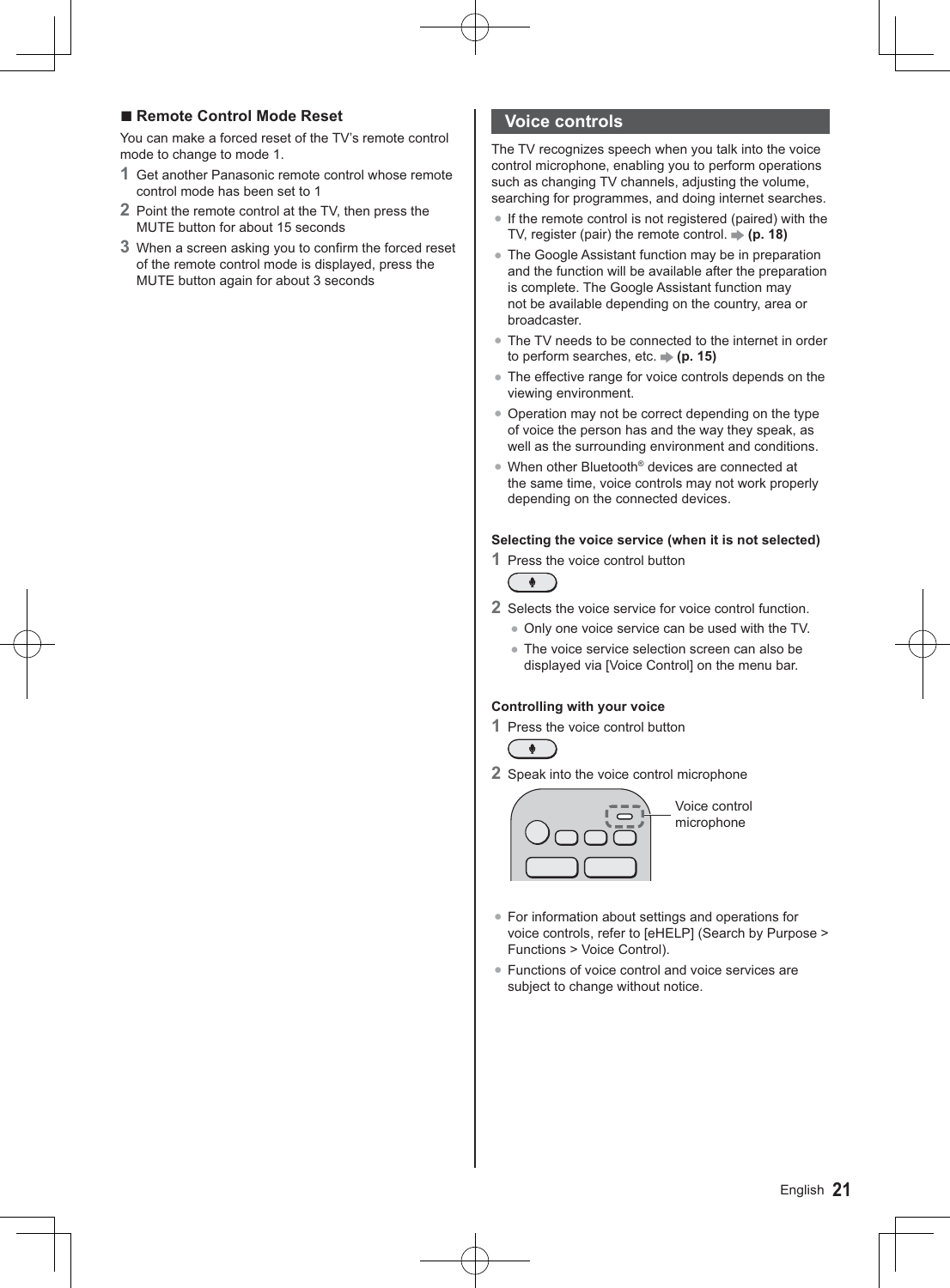## ■ Remote Control Mode Reset

You can make a forced reset of the TV's remote control mode to change to mode 1.

1. Get another Panasonic remote control whose remote control mode has been set to 1
2. Point the remote control at the TV, then press the MUTE button for about 15 seconds
3. When a screen asking you to confirm the forced reset of the remote control mode is displayed, press the MUTE button again for about 3 seconds

## Voice controls

The TV recognizes speech when you talk into the voice control microphone, enabling you to perform operations such as changing TV channels, adjusting the volume, searching for programmes, and doing internet searches.

- If the remote control is not registered (paired) with the TV, register (pair) the remote control. ➡ **(p. 18)**
- The Google Assistant function may be in preparation and the function will be available after the preparation is complete. The Google Assistant function may not be available depending on the country, area or broadcaster.
- The TV needs to be connected to the internet in order to perform searches, etc. ➡ **(p. 15)**
- The effective range for voice controls depends on the viewing environment.
- Operation may not be correct depending on the type of voice the person has and the way they speak, as well as the surrounding environment and conditions.
- When other Bluetooth® devices are connected at the same time, voice controls may not work properly depending on the connected devices.

**Selecting the voice service (when it is not selected)**

1. Press the voice control button
2. Selects the voice service for voice control function.
   - Only one voice service can be used with the TV.
   - The voice service selection screen can also be displayed via [Voice Control] on the menu bar.

**Controlling with your voice**

1. Press the voice control button
2. Speak into the voice control microphone

Voice control microphone

- For information about settings and operations for voice controls, refer to [eHELP] (Search by Purpose > Functions > Voice Control).
- Functions of voice control and voice services are subject to change without notice.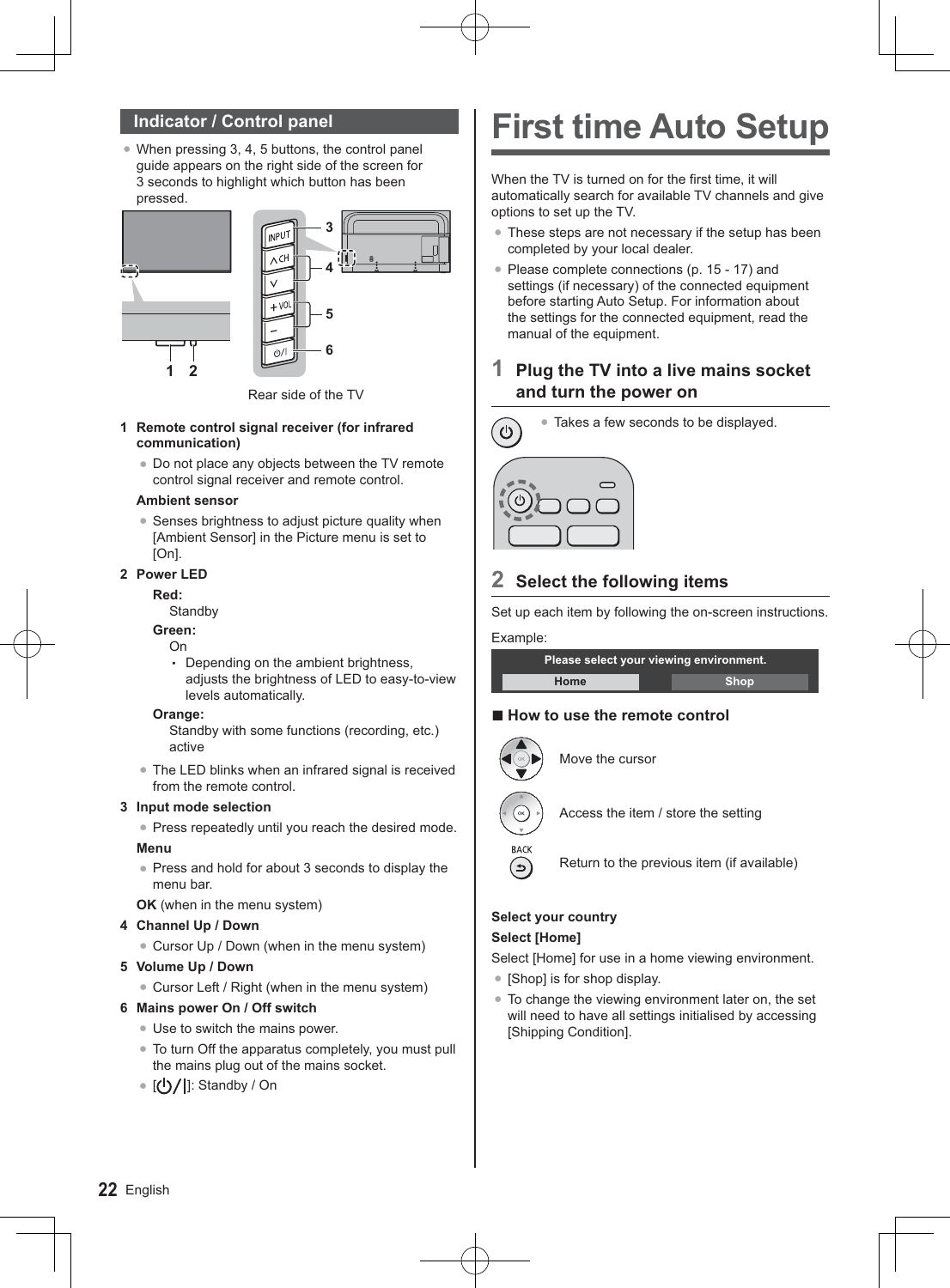## Indicator / Control panel

- When pressing 3, 4, 5 buttons, the control panel guide appears on the right side of the screen for 3 seconds to highlight which button has been pressed.

Rear side of the TV

**1 Remote control signal receiver (for infrared communication)**

- Do not place any objects between the TV remote control signal receiver and remote control.

**Ambient sensor**

- Senses brightness to adjust picture quality when [Ambient Sensor] in the Picture menu is set to [On].

**2 Power LED**

**Red:**
Standby

**Green:**
On

- Depending on the ambient brightness, adjusts the brightness of LED to easy-to-view levels automatically.

**Orange:**
Standby with some functions (recording, etc.) active

- The LED blinks when an infrared signal is received from the remote control.

**3 Input mode selection**

- Press repeatedly until you reach the desired mode.

**Menu**

- Press and hold for about 3 seconds to display the menu bar.

**OK** (when in the menu system)

**4 Channel Up / Down**

- Cursor Up / Down (when in the menu system)

**5 Volume Up / Down**

- Cursor Left / Right (when in the menu system)

**6 Mains power On / Off switch**

- Use to switch the mains power.
- To turn Off the apparatus completely, you must pull the mains plug out of the mains socket.
- [⏻/|]: Standby / On

# First time Auto Setup

When the TV is turned on for the first time, it will automatically search for available TV channels and give options to set up the TV.

- These steps are not necessary if the setup has been completed by your local dealer.
- Please complete connections (p. 15 - 17) and settings (if necessary) of the connected equipment before starting Auto Setup. For information about the settings for the connected equipment, read the manual of the equipment.

## 1 Plug the TV into a live mains socket and turn the power on

- Takes a few seconds to be displayed.

## 2 Select the following items

Set up each item by following the on-screen instructions.

Example:

Please select your viewing environment.

Home | Shop

### ■ How to use the remote control

Move the cursor

Access the item / store the setting

BACK: Return to the previous item (if available)

**Select your country**

**Select [Home]**

Select [Home] for use in a home viewing environment.

- [Shop] is for shop display.
- To change the viewing environment later on, the set will need to have all settings initialised by accessing [Shipping Condition].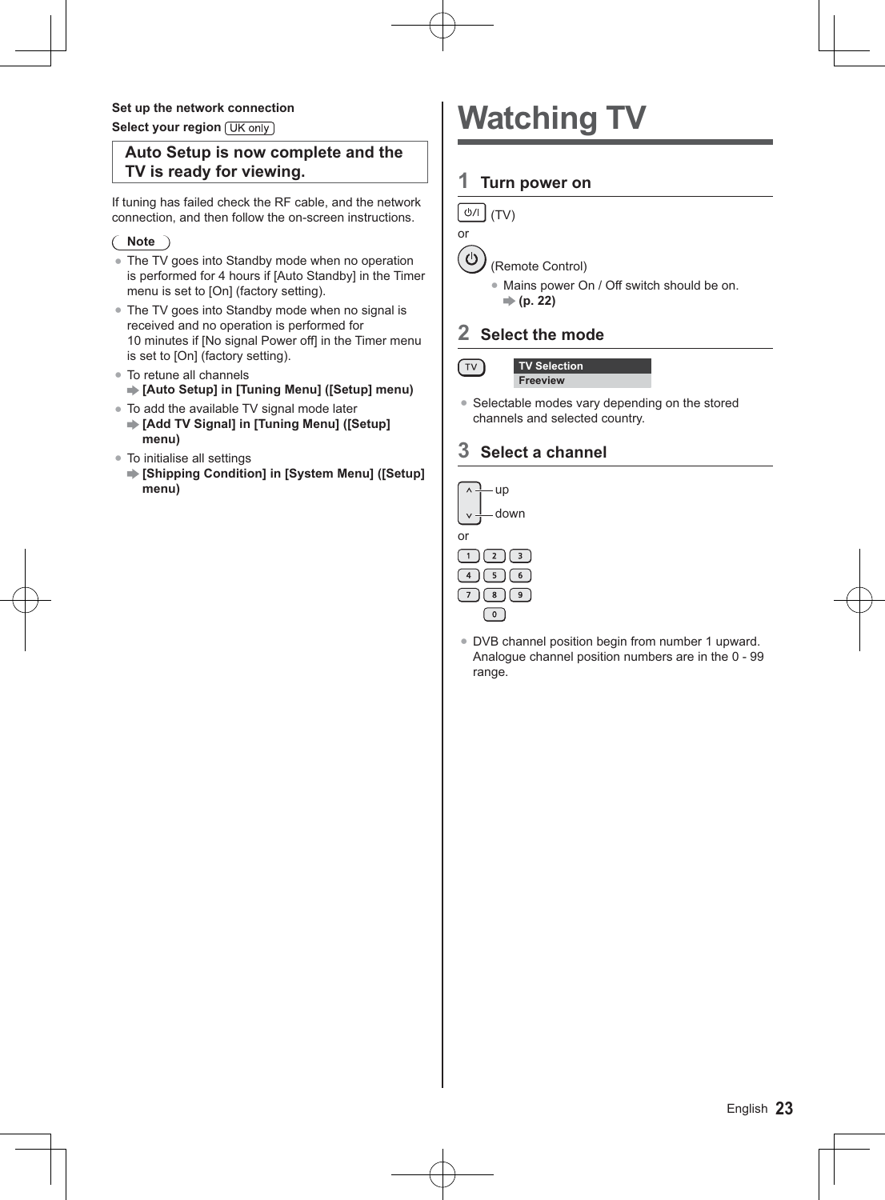**Set up the network connection**

**Select your region** UK only

**Auto Setup is now complete and the TV is ready for viewing.**

If tuning has failed check the RF cable, and the network connection, and then follow the on-screen instructions.

**Note**

- The TV goes into Standby mode when no operation is performed for 4 hours if [Auto Standby] in the Timer menu is set to [On] (factory setting).
- The TV goes into Standby mode when no signal is received and no operation is performed for 10 minutes if [No signal Power off] in the Timer menu is set to [On] (factory setting).
- To retune all channels
  ➡ **[Auto Setup] in [Tuning Menu] ([Setup] menu)**
- To add the available TV signal mode later
  ➡ **[Add TV Signal] in [Tuning Menu] ([Setup] menu)**
- To initialise all settings
  ➡ **[Shipping Condition] in [System Menu] ([Setup] menu)**

# Watching TV

## 1 Turn power on

⏻/I (TV)

or

⏻ (Remote Control)

- Mains power On / Off switch should be on.
  ➡ **(p. 22)**

## 2 Select the mode

TV

| TV Selection |
| --- |
| Freeview |

- Selectable modes vary depending on the stored channels and selected country.

## 3 Select a channel

^ up

v down

or

1 2 3
4 5 6
7 8 9
0

- DVB channel position begin from number 1 upward. Analogue channel position numbers are in the 0 - 99 range.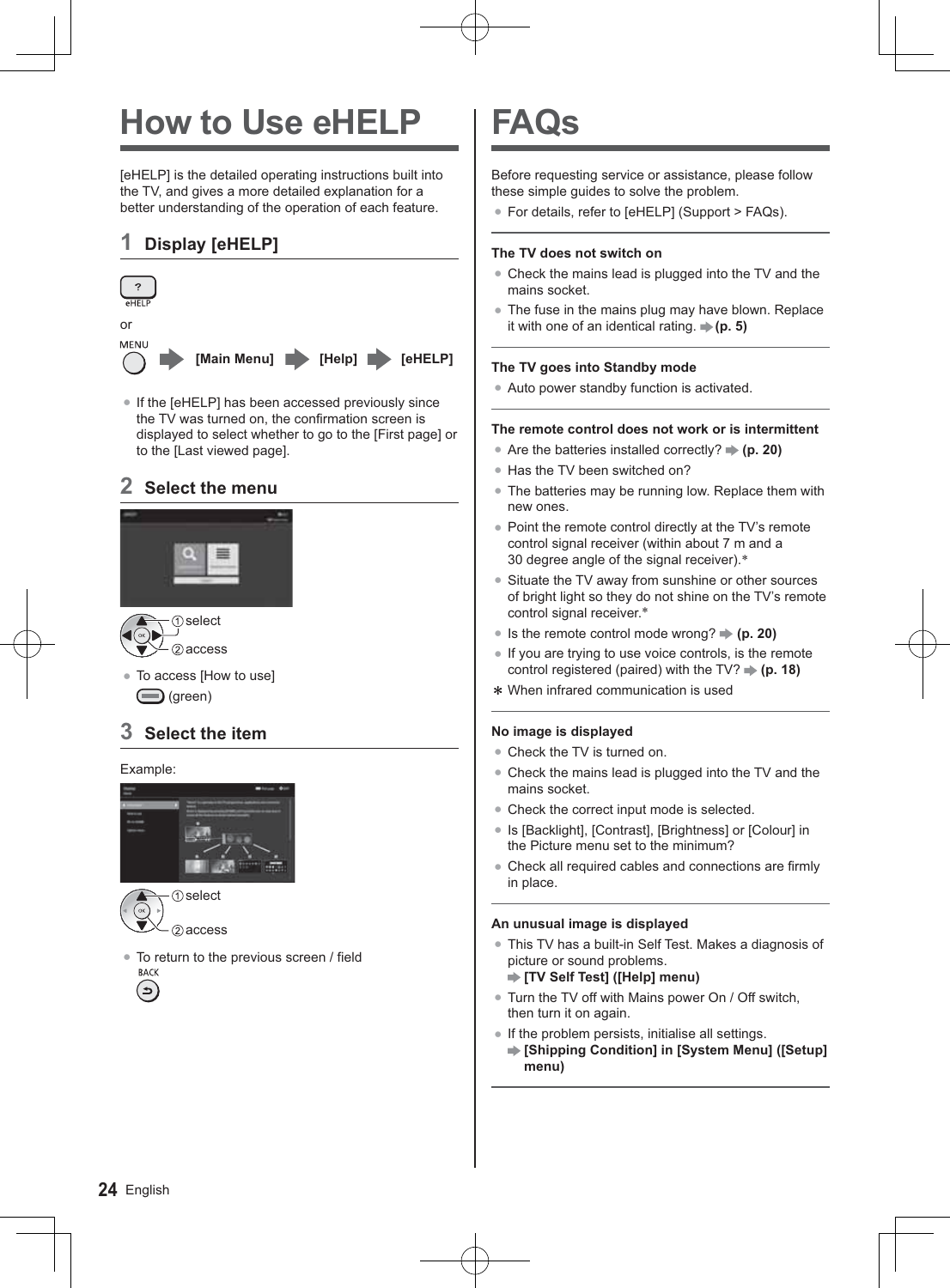# How to Use eHELP

[eHELP] is the detailed operating instructions built into the TV, and gives a more detailed explanation for a better understanding of the operation of each feature.

## 1 Display [eHELP]

eHELP

or

MENU → [Main Menu] → [Help] → [eHELP]

- If the [eHELP] has been accessed previously since the TV was turned on, the confirmation screen is displayed to select whether to go to the [First page] or to the [Last viewed page].

## 2 Select the menu

① select

② access

- To access [How to use]
  (green)

## 3 Select the item

Example:

① select

② access

- To return to the previous screen / field
  BACK

# FAQs

Before requesting service or assistance, please follow these simple guides to solve the problem.

- For details, refer to [eHELP] (Support > FAQs).

**The TV does not switch on**

- Check the mains lead is plugged into the TV and the mains socket.
- The fuse in the mains plug may have blown. Replace it with one of an identical rating. ➡ **(p. 5)**

**The TV goes into Standby mode**

- Auto power standby function is activated.

**The remote control does not work or is intermittent**

- Are the batteries installed correctly? ➡ **(p. 20)**
- Has the TV been switched on?
- The batteries may be running low. Replace them with new ones.
- Point the remote control directly at the TV's remote control signal receiver (within about 7 m and a 30 degree angle of the signal receiver).*
- Situate the TV away from sunshine or other sources of bright light so they do not shine on the TV's remote control signal receiver.*
- Is the remote control mode wrong? ➡ **(p. 20)**
- If you are trying to use voice controls, is the remote control registered (paired) with the TV? ➡ **(p. 18)**

\* When infrared communication is used

**No image is displayed**

- Check the TV is turned on.
- Check the mains lead is plugged into the TV and the mains socket.
- Check the correct input mode is selected.
- Is [Backlight], [Contrast], [Brightness] or [Colour] in the Picture menu set to the minimum?
- Check all required cables and connections are firmly in place.

**An unusual image is displayed**

- This TV has a built-in Self Test. Makes a diagnosis of picture or sound problems.
  ➡ **[TV Self Test] ([Help] menu)**
- Turn the TV off with Mains power On / Off switch, then turn it on again.
- If the problem persists, initialise all settings.
  ➡ **[Shipping Condition] in [System Menu] ([Setup] menu)**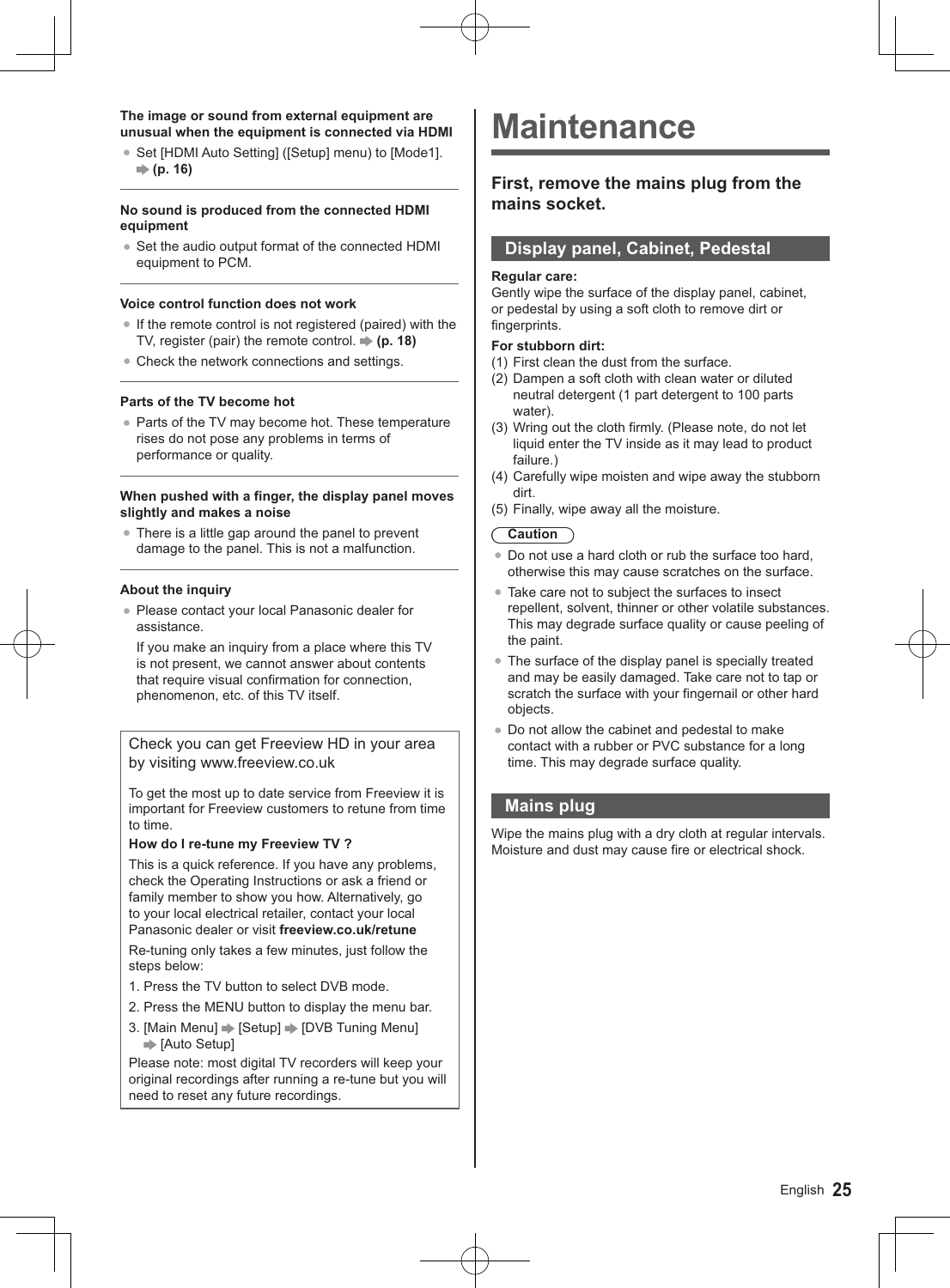**The image or sound from external equipment are unusual when the equipment is connected via HDMI**

- Set [HDMI Auto Setting] ([Setup] menu) to [Mode1]. ➡ **(p. 16)**

**No sound is produced from the connected HDMI equipment**

- Set the audio output format of the connected HDMI equipment to PCM.

**Voice control function does not work**

- If the remote control is not registered (paired) with the TV, register (pair) the remote control. ➡ **(p. 18)**
- Check the network connections and settings.

**Parts of the TV become hot**

- Parts of the TV may become hot. These temperature rises do not pose any problems in terms of performance or quality.

**When pushed with a finger, the display panel moves slightly and makes a noise**

- There is a little gap around the panel to prevent damage to the panel. This is not a malfunction.

**About the inquiry**

- Please contact your local Panasonic dealer for assistance.

  If you make an inquiry from a place where this TV is not present, we cannot answer about contents that require visual confirmation for connection, phenomenon, etc. of this TV itself.

---

Check you can get Freeview HD in your area by visiting www.freeview.co.uk

To get the most up to date service from Freeview it is important for Freeview customers to retune from time to time.

**How do I re-tune my Freeview TV ?**

This is a quick reference. If you have any problems, check the Operating Instructions or ask a friend or family member to show you how. Alternatively, go to your local electrical retailer, contact your local Panasonic dealer or visit **freeview.co.uk/retune**

Re-tuning only takes a few minutes, just follow the steps below:

1. Press the TV button to select DVB mode.
2. Press the MENU button to display the menu bar.
3. [Main Menu] ➡ [Setup] ➡ [DVB Tuning Menu] ➡ [Auto Setup]

Please note: most digital TV recorders will keep your original recordings after running a re-tune but you will need to reset any future recordings.

---

# Maintenance

### First, remove the mains plug from the mains socket.

## Display panel, Cabinet, Pedestal

**Regular care:**
Gently wipe the surface of the display panel, cabinet, or pedestal by using a soft cloth to remove dirt or fingerprints.

**For stubborn dirt:**

(1) First clean the dust from the surface.
(2) Dampen a soft cloth with clean water or diluted neutral detergent (1 part detergent to 100 parts water).
(3) Wring out the cloth firmly. (Please note, do not let liquid enter the TV inside as it may lead to product failure.)
(4) Carefully wipe moisten and wipe away the stubborn dirt.
(5) Finally, wipe away all the moisture.

**Caution**

- Do not use a hard cloth or rub the surface too hard, otherwise this may cause scratches on the surface.
- Take care not to subject the surfaces to insect repellent, solvent, thinner or other volatile substances. This may degrade surface quality or cause peeling of the paint.
- The surface of the display panel is specially treated and may be easily damaged. Take care not to tap or scratch the surface with your fingernail or other hard objects.
- Do not allow the cabinet and pedestal to make contact with a rubber or PVC substance for a long time. This may degrade surface quality.

## Mains plug

Wipe the mains plug with a dry cloth at regular intervals. Moisture and dust may cause fire or electrical shock.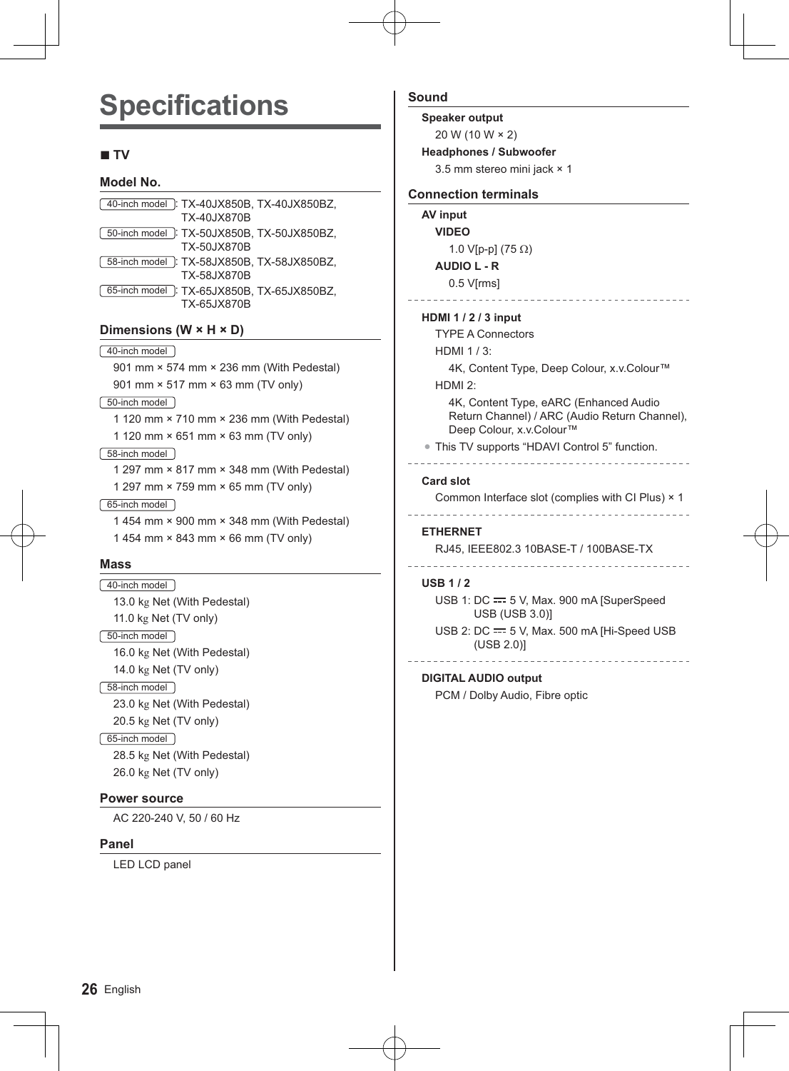# Specifications

## ■ TV

### Model No.

40-inch model : TX-40JX850B, TX-40JX850BZ, TX-40JX870B

50-inch model : TX-50JX850B, TX-50JX850BZ, TX-50JX870B

58-inch model : TX-58JX850B, TX-58JX850BZ, TX-58JX870B

65-inch model : TX-65JX850B, TX-65JX850BZ, TX-65JX870B

### Dimensions (W × H × D)

40-inch model

901 mm × 574 mm × 236 mm (With Pedestal)

901 mm × 517 mm × 63 mm (TV only)

50-inch model

1 120 mm × 710 mm × 236 mm (With Pedestal)

1 120 mm × 651 mm × 63 mm (TV only)

58-inch model

1 297 mm × 817 mm × 348 mm (With Pedestal)

1 297 mm × 759 mm × 65 mm (TV only)

65-inch model

1 454 mm × 900 mm × 348 mm (With Pedestal)

1 454 mm × 843 mm × 66 mm (TV only)

### Mass

40-inch model

13.0 kg Net (With Pedestal)

11.0 kg Net (TV only)

50-inch model

16.0 kg Net (With Pedestal)

14.0 kg Net (TV only)

58-inch model

23.0 kg Net (With Pedestal)

20.5 kg Net (TV only)

65-inch model

28.5 kg Net (With Pedestal)

26.0 kg Net (TV only)

### Power source

AC 220-240 V, 50 / 60 Hz

### Panel

LED LCD panel

### Sound

**Speaker output**

20 W (10 W × 2)

**Headphones / Subwoofer**

3.5 mm stereo mini jack × 1

### Connection terminals

**AV input**

**VIDEO**

1.0 V[p-p] (75 Ω)

**AUDIO L - R**

0.5 V[rms]

**HDMI 1 / 2 / 3 input**

TYPE A Connectors

HDMI 1 / 3:

4K, Content Type, Deep Colour, x.v.Colour™

HDMI 2:

4K, Content Type, eARC (Enhanced Audio Return Channel) / ARC (Audio Return Channel), Deep Colour, x.v.Colour™

- This TV supports "HDAVI Control 5" function.

**Card slot**

Common Interface slot (complies with CI Plus) × 1

**ETHERNET**

RJ45, IEEE802.3 10BASE-T / 100BASE-TX

**USB 1 / 2**

USB 1: DC ⎓ 5 V, Max. 900 mA [SuperSpeed USB (USB 3.0)]

USB 2: DC ⎓ 5 V, Max. 500 mA [Hi-Speed USB (USB 2.0)]

**DIGITAL AUDIO output**

PCM / Dolby Audio, Fibre optic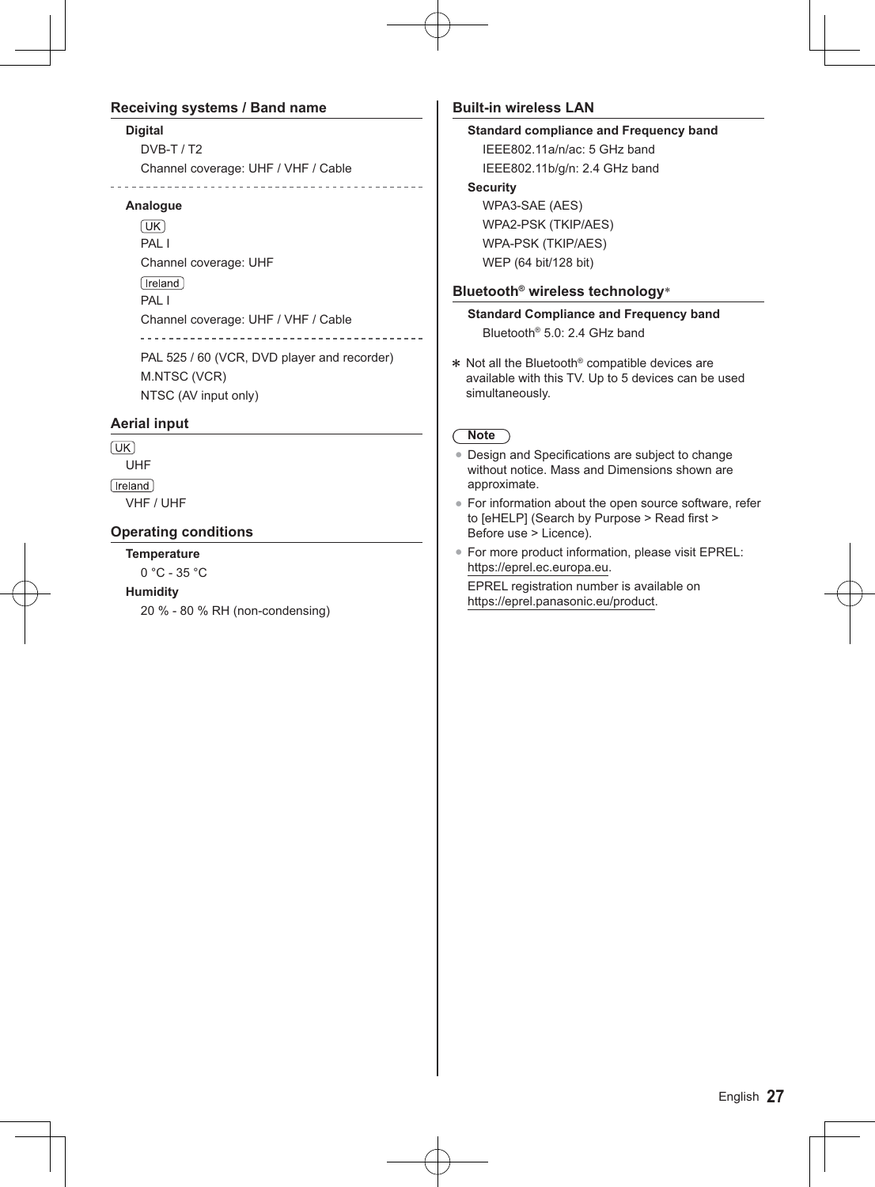## Receiving systems / Band name

**Digital**

DVB-T / T2

Channel coverage: UHF / VHF / Cable

**Analogue**

UK

PAL I

Channel coverage: UHF

Ireland

PAL I

Channel coverage: UHF / VHF / Cable

PAL 525 / 60 (VCR, DVD player and recorder)

M.NTSC (VCR)

NTSC (AV input only)

## Aerial input

UK

UHF

Ireland

VHF / UHF

## Operating conditions

**Temperature**

0 °C - 35 °C

**Humidity**

20 % - 80 % RH (non-condensing)

## Built-in wireless LAN

**Standard compliance and Frequency band**

IEEE802.11a/n/ac: 5 GHz band

IEEE802.11b/g/n: 2.4 GHz band

**Security**

WPA3-SAE (AES)

WPA2-PSK (TKIP/AES)

WPA-PSK (TKIP/AES)

WEP (64 bit/128 bit)

## Bluetooth® wireless technology*

**Standard Compliance and Frequency band**

Bluetooth® 5.0: 2.4 GHz band

* Not all the Bluetooth® compatible devices are available with this TV. Up to 5 devices can be used simultaneously.

**Note**

- Design and Specifications are subject to change without notice. Mass and Dimensions shown are approximate.
- For information about the open source software, refer to [eHELP] (Search by Purpose > Read first > Before use > Licence).
- For more product information, please visit EPREL: https://eprel.ec.europa.eu.

  EPREL registration number is available on https://eprel.panasonic.eu/product.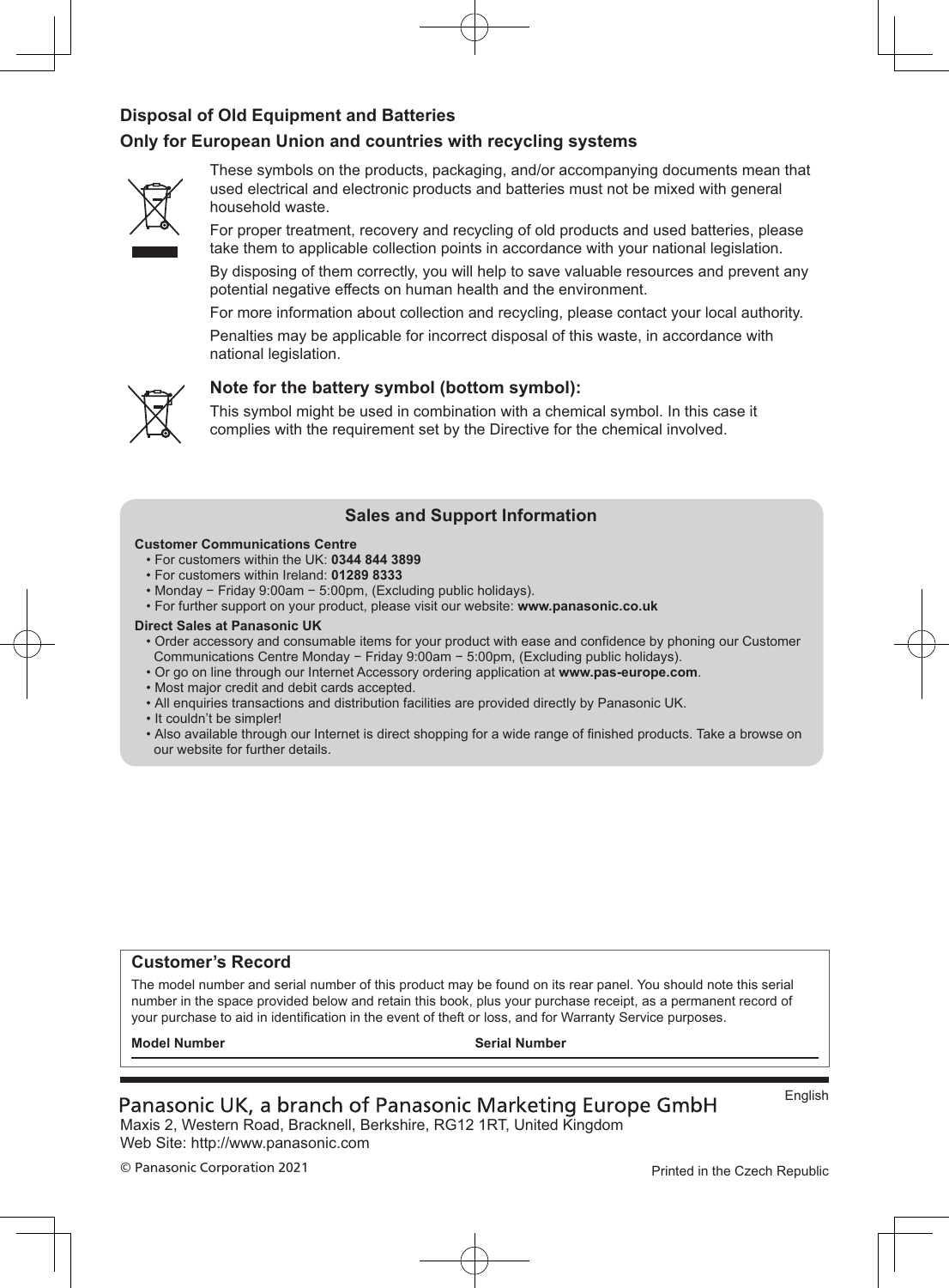## Disposal of Old Equipment and Batteries

### Only for European Union and countries with recycling systems

These symbols on the products, packaging, and/or accompanying documents mean that used electrical and electronic products and batteries must not be mixed with general household waste.

For proper treatment, recovery and recycling of old products and used batteries, please take them to applicable collection points in accordance with your national legislation.

By disposing of them correctly, you will help to save valuable resources and prevent any potential negative effects on human health and the environment.

For more information about collection and recycling, please contact your local authority.

Penalties may be applicable for incorrect disposal of this waste, in accordance with national legislation.

### Note for the battery symbol (bottom symbol):

This symbol might be used in combination with a chemical symbol. In this case it complies with the requirement set by the Directive for the chemical involved.

## Sales and Support Information

**Customer Communications Centre**

- For customers within the UK: **0344 844 3899**
- For customers within Ireland: **01289 8333**
- Monday − Friday 9:00am − 5:00pm, (Excluding public holidays).
- For further support on your product, please visit our website: **www.panasonic.co.uk**

**Direct Sales at Panasonic UK**

- Order accessory and consumable items for your product with ease and confidence by phoning our Customer Communications Centre Monday − Friday 9:00am − 5:00pm, (Excluding public holidays).
- Or go on line through our Internet Accessory ordering application at **www.pas-europe.com**.
- Most major credit and debit cards accepted.
- All enquiries transactions and distribution facilities are provided directly by Panasonic UK.
- It couldn't be simpler!
- Also available through our Internet is direct shopping for a wide range of finished products. Take a browse on our website for further details.

### Customer's Record

The model number and serial number of this product may be found on its rear panel. You should note this serial number in the space provided below and retain this book, plus your purchase receipt, as a permanent record of your purchase to aid in identification in the event of theft or loss, and for Warranty Service purposes.

| Model Number | Serial Number |
|---|---|
| | |

Panasonic UK, a branch of Panasonic Marketing Europe GmbH
Maxis 2, Western Road, Bracknell, Berkshire, RG12 1RT, United Kingdom
Web Site: http://www.panasonic.com

English

© Panasonic Corporation 2021

Printed in the Czech Republic